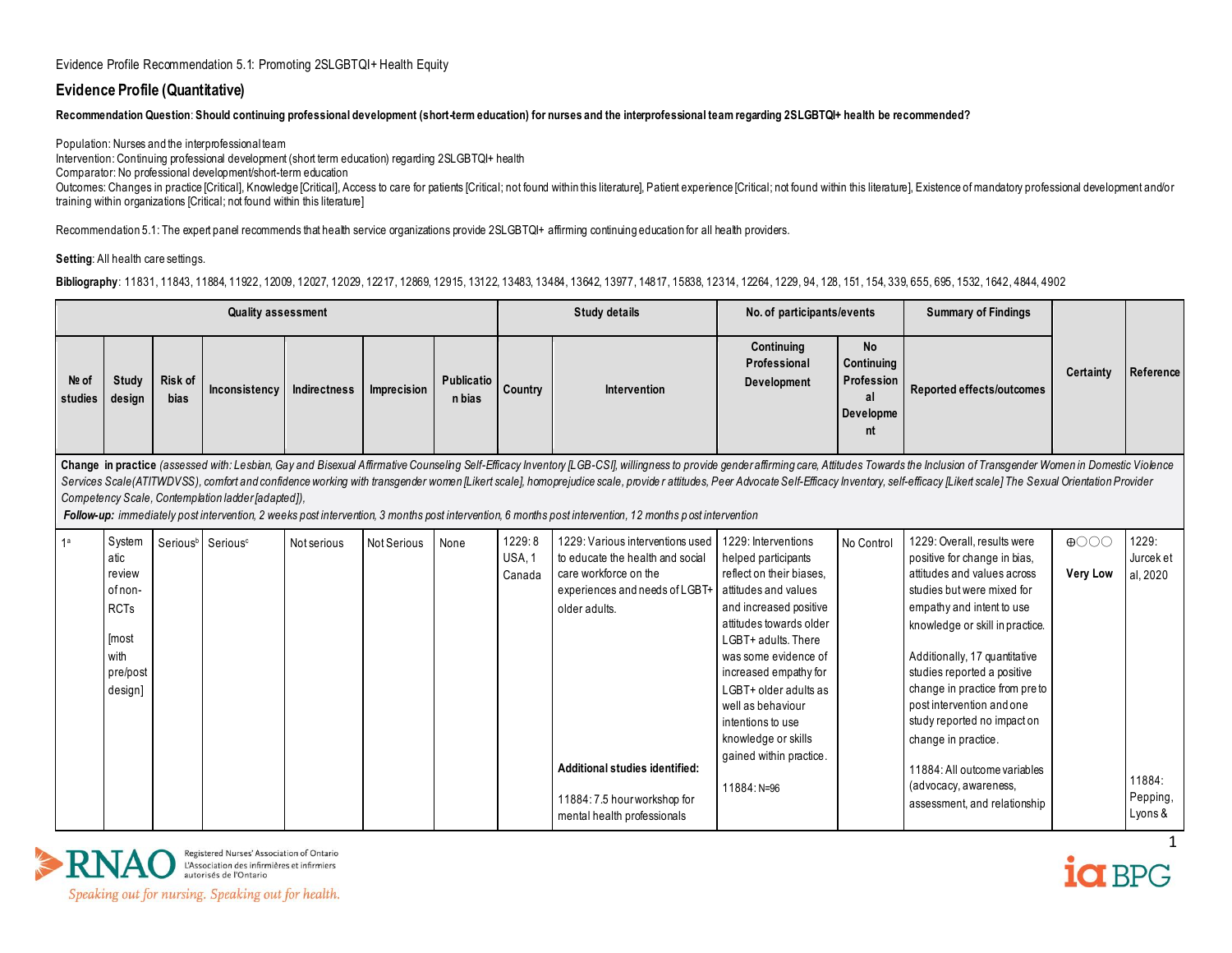Evidence Profile Recommendation 5.1: Promoting 2SLGBTQI+ Health Equity

## Evidence Profile (Quantitative)

**Recommendation Question**: **Should continuing professional development (short-term education) for nurses and the interprofessional team regarding 2SLGBTQI+ health be recommended?**

Population: Nurses and the interprofessional team
Intervention: Continuing professional development (short term education) regarding 2SLGBTQI+ health
Comparator: No professional development/short-term education
Outcomes: Changes in practice [Critical], Knowledge [Critical], Access to care for patients [Critical; not found within this literature], Patient experience [Critical; not found within this literature], Existence of mandatory professional development and/or training within organizations [Critical; not found within this literature]

Recommendation 5.1: The expert panel recommends that health service organizations provide 2SLGBTQI+ affirming continuing education for all health providers.

**Setting**: All health care settings.

**Bibliography**: 11831, 11843, 11884, 11922, 12009, 12027, 12029, 12217, 12869, 12915, 13122, 13483, 13484, 13642, 13977, 14817, 15838, 12314, 12264, 1229, 94, 128, 151, 154, 339, 655, 695, 1532, 1642, 4844, 4902

| Quality assessment | | | | | | | Study details | | No. of participants/events | | Summary of Findings | Certainty | Reference |
|---|---|---|---|---|---|---|---|---|---|---|---|---|---|
| № of studies | Study design | Risk of bias | Inconsistency | Indirectness | Imprecision | Publication bias | Country | Intervention | Continuing Professional Development | No Continuing Professional Development | Reported effects/outcomes | | |
| **Change in practice** *(assessed with: Lesbian, Gay and Bisexual Affirmative Counseling Self-Efficacy Inventory [LGB-CSI], willingness to provide gender affirming care, Attitudes Towards the Inclusion of Transgender Women in Domestic Violence Services Scale (ATITWDVSS), comfort and confidence working with transgender women [Likert scale], homoprejudice scale, provider attitudes, Peer Advocate Self-Efficacy Inventory, self-efficacy [Likert scale] The Sexual Orientation Provider Competency Scale, Contemplation ladder [adapted]),* ***Follow-up:*** *immediately post intervention, 2 weeks post intervention, 3 months post intervention, 6 months post intervention, 12 months post intervention* | | | | | | | | | | | | | |
| 1[a] | Systematic review of non-RCTs [most with pre/post design] | Serious[b] | Serious[c] | Not serious | Not Serious | None | 1229: 8 USA, 1 Canada | 1229: Various interventions used to educate the health and social care workforce on the experiences and needs of LGBT+ older adults.<br><br>**Additional studies identified:**<br><br>11884: 7.5 hour workshop for mental health professionals | 1229: Interventions helped participants reflect on their biases, attitudes and values and increased positive attitudes towards older LGBT+ adults. There was some evidence of increased empathy for LGBT+ older adults as well as behaviour intentions to use knowledge or skills gained within practice.<br><br>11884: N=96 | No Control | 1229: Overall, results were positive for change in bias, attitudes and values across studies but were mixed for empathy and intent to use knowledge or skill in practice.<br><br>Additionally, 17 quantitative studies reported a positive change in practice from pre to post intervention and one study reported no impact on change in practice.<br><br>11884: All outcome variables (advocacy, awareness, assessment, and relationship | ⊕◯◯◯ **Very Low** | 1229: Jurcek et al, 2020<br><br>11884: Pepping, Lyons & |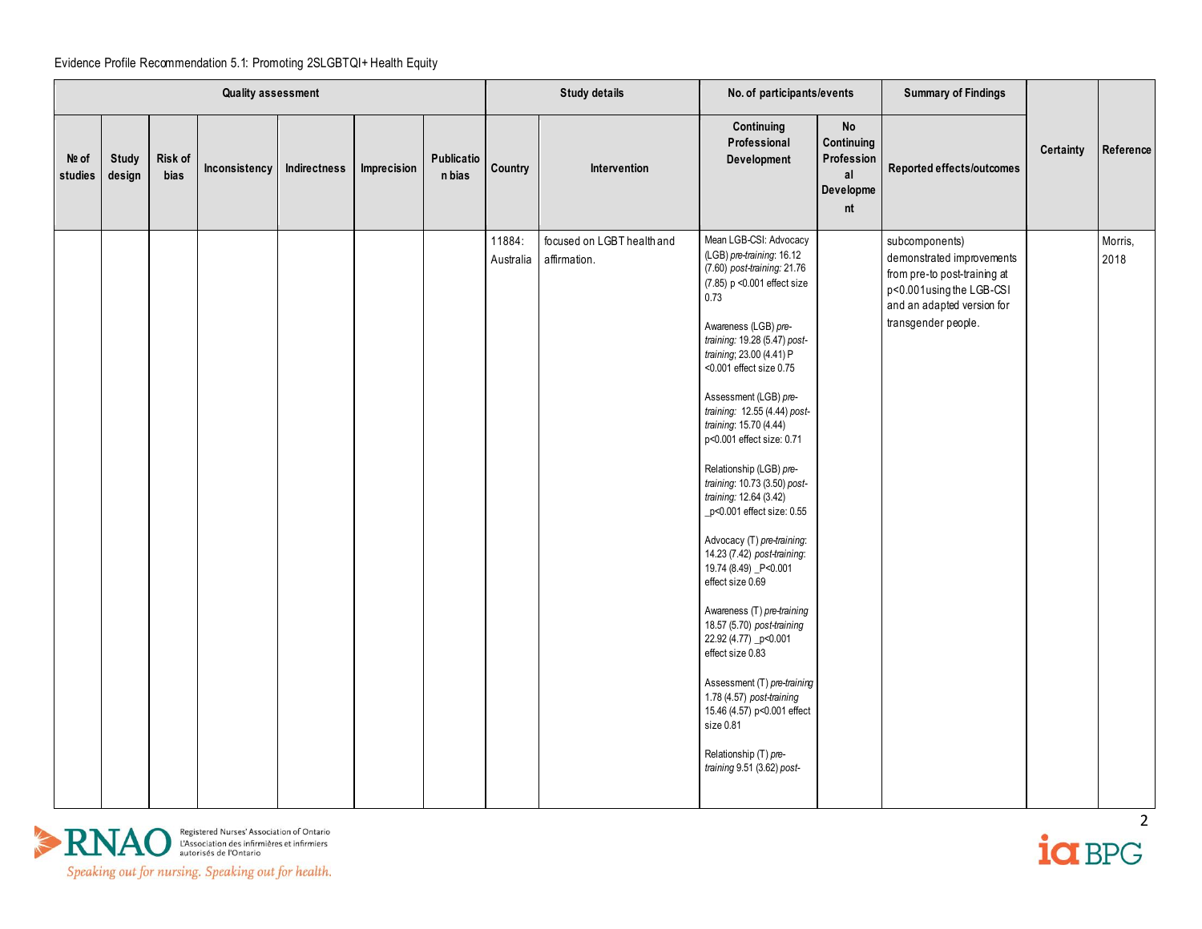Evidence Profile Recommendation 5.1: Promoting 2SLGBTQI+ Health Equity

| Quality assessment | | | | | | | Study details | | No. of participants/events | | Summary of Findings | Certainty | Reference |
|---|---|---|---|---|---|---|---|---|---|---|---|---|---|
| № of studies | Study design | Risk of bias | Inconsistency | Indirectness | Imprecision | Publication bias | Country | Intervention | Continuing Professional Development | No Continuing Professional Development | Reported effects/outcomes | | |
| | | | | | | | 11884: Australia | focused on LGBT health and affirmation. | Mean LGB-CSI: Advocacy (LGB) *pre-training*: 16.12 (7.60) *post-training*: 21.76 (7.85) p <0.001 effect size 0.73<br><br>Awareness (LGB) *pre-training*: 19.28 (5.47) *post-training*; 23.00 (4.41) P <0.001 effect size 0.75<br><br>Assessment (LGB) *pre-training*: 12.55 (4.44) *post-training*: 15.70 (4.44) p<0.001 effect size: 0.71<br><br>Relationship (LGB) *pre-training*: 10.73 (3.50) *post-training*: 12.64 (3.42) _p<0.001 effect size: 0.55<br><br>Advocacy (T) *pre-training*: 14.23 (7.42) *post-training*: 19.74 (8.49) _P<0.001 effect size 0.69<br><br>Awareness (T) *pre-training* 18.57 (5.70) *post-training* 22.92 (4.77) _p<0.001 effect size 0.83<br><br>Assessment (T) *pre-training* 1.78 (4.57) *post-training* 15.46 (4.57) p<0.001 effect size 0.81<br><br>Relationship (T) *pre-training* 9.51 (3.62) *post-* | | subcomponents) demonstrated improvements from pre-to post-training at p<0.001using the LGB-CSI and an adapted version for transgender people. | | Morris, 2018 |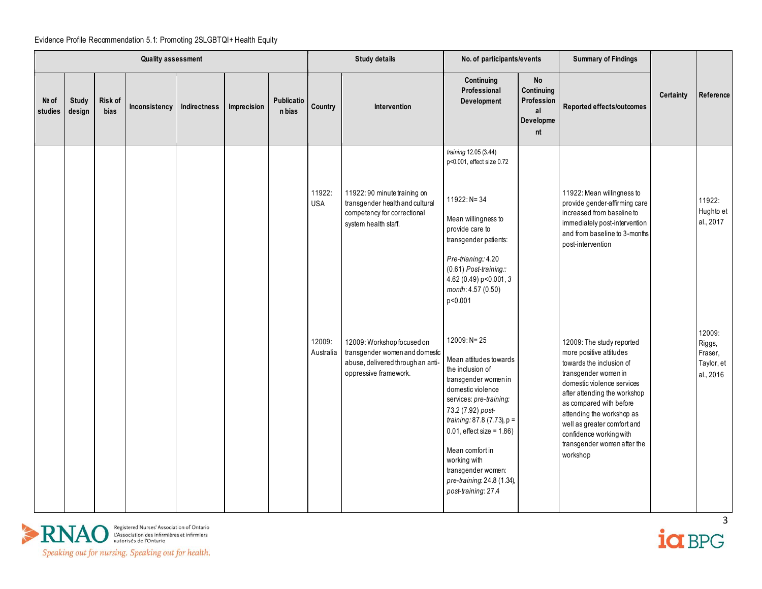Evidence Profile Recommendation 5.1: Promoting 2SLGBTQI+ Health Equity

| Quality assessment | | | | | | | Study details | | No. of participants/events | | Summary of Findings | Certainty | Reference |
|---|---|---|---|---|---|---|---|---|---|---|---|---|---|
| № of studies | Study design | Risk of bias | Inconsistency | Indirectness | Imprecision | Publication bias | Country | Intervention | Continuing Professional Development | No Continuing Professional Development | Reported effects/outcomes | | |
| | | | | | | | | | *training* 12.05 (3.44) $p<0.001$, effect size 0.72 | | | | |
| | | | | | | | 11922: USA | 11922: 90 minute training on transgender health and cultural competency for correctional system health staff. | 11922: N= 34<br><br>Mean willingness to provide care to transgender patients:<br><br>*Pre-trianing:*: 4.20 (0.61) *Post-training:*: 4.62 (0.49) $p<0.001$, *3 month*: 4.57 (0.50) $p<0.001$ | | 11922: Mean willingness to provide gender-affirming care increased from baseline to immediately post-intervention and from baseline to 3-months post-intervention | | 11922: Hughto et al., 2017 |
| | | | | | | | 12009: Australia | 12009: Workshop focused on transgender women and domestic abuse, delivered through an anti-oppressive framework. | 12009: N= 25<br><br>Mean attitudes towards the inclusion of transgender women in domestic violence services: *pre-training:* 73.2 (7.92) *post-training:* 87.8 (7.73), $p = 0.01$, effect size = 1.86)<br><br>Mean comfort in working with transgender women: *pre-training*: 24.8 (1.34), *post-training*: 27.4 | | 12009: The study reported more positive attitudes towards the inclusion of transgender women in domestic violence services after attending the workshop as compared with before attending the workshop as well as greater comfort and confidence working with transgender women after the workshop | | 12009: Riggs, Fraser, Taylor, et al., 2016 |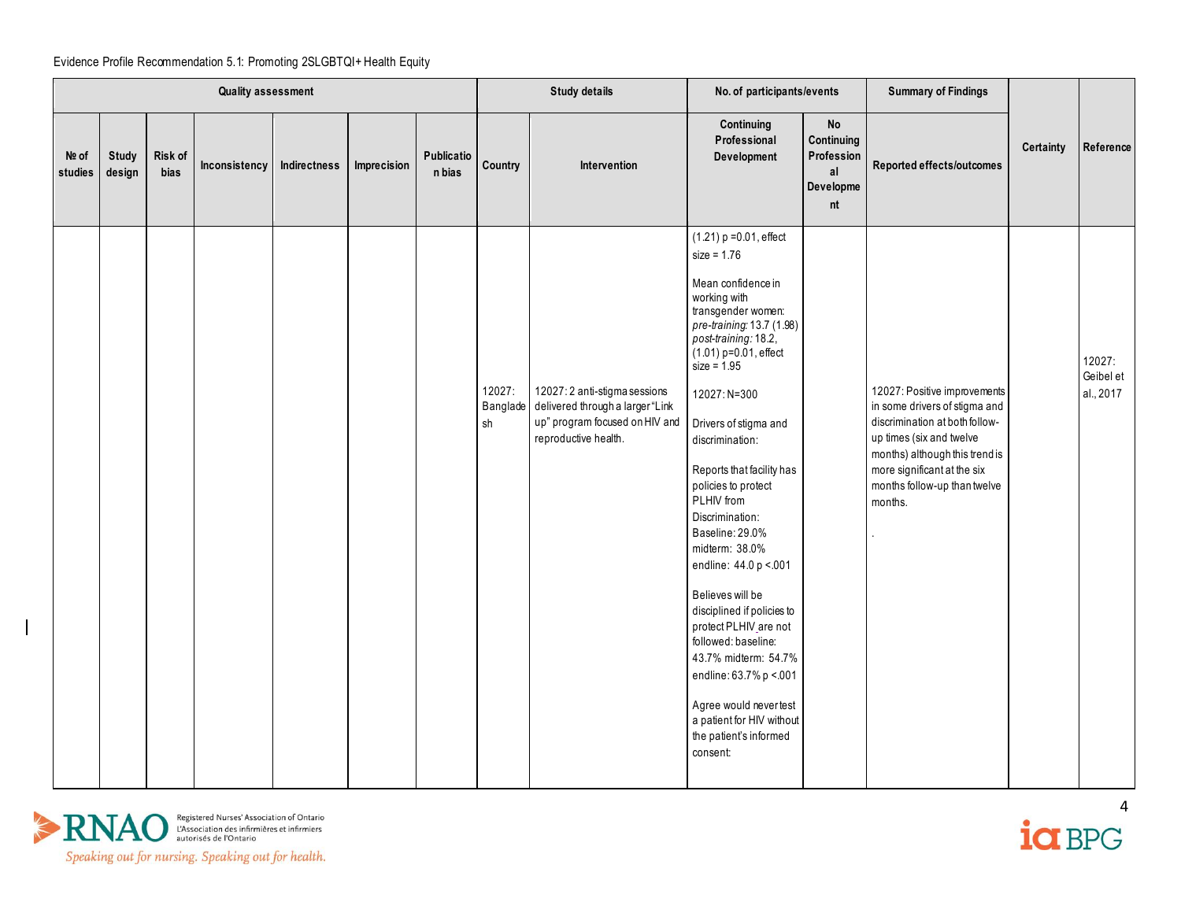Evidence Profile Recommendation 5.1: Promoting 2SLGBTQI+ Health Equity

| Quality assessment | | | | | | | Study details | | No. of participants/events | | Summary of Findings | Certainty | Reference |
|---|---|---|---|---|---|---|---|---|---|---|---|---|---|
| № of studies | Study design | Risk of bias | Inconsistency | Indirectness | Imprecision | Publication bias | Country | Intervention | Continuing Professional Development | No Continuing Professional Development | Reported effects/outcomes | | |
| | | | | | | | 12027: Bangladesh | 12027: 2 anti-stigma sessions delivered through a larger "Link up" program focused on HIV and reproductive health. | (1.21) p =0.01, effect size = 1.76<br><br>Mean confidence in working with transgender women: *pre-training:* 13.7 (1.98) *post-training:* 18.2, (1.01) p=0.01, effect size = 1.95<br><br>12027: N=300<br><br>Drivers of stigma and discrimination:<br><br>Reports that facility has policies to protect PLHIV from Discrimination: Baseline: 29.0% midterm: 38.0% endline: 44.0 p <.001<br><br>Believes will be disciplined if policies to protect PLHIV are not followed: baseline: 43.7% midterm: 54.7% endline: 63.7% p <.001<br><br>Agree would never test a patient for HIV without the patient's informed consent: | | 12027: Positive improvements in some drivers of stigma and discrimination at both follow-up times (six and twelve months) although this trend is more significant at the six months follow-up than twelve months.<br><br>. | | 12027: Geibel et al., 2017 |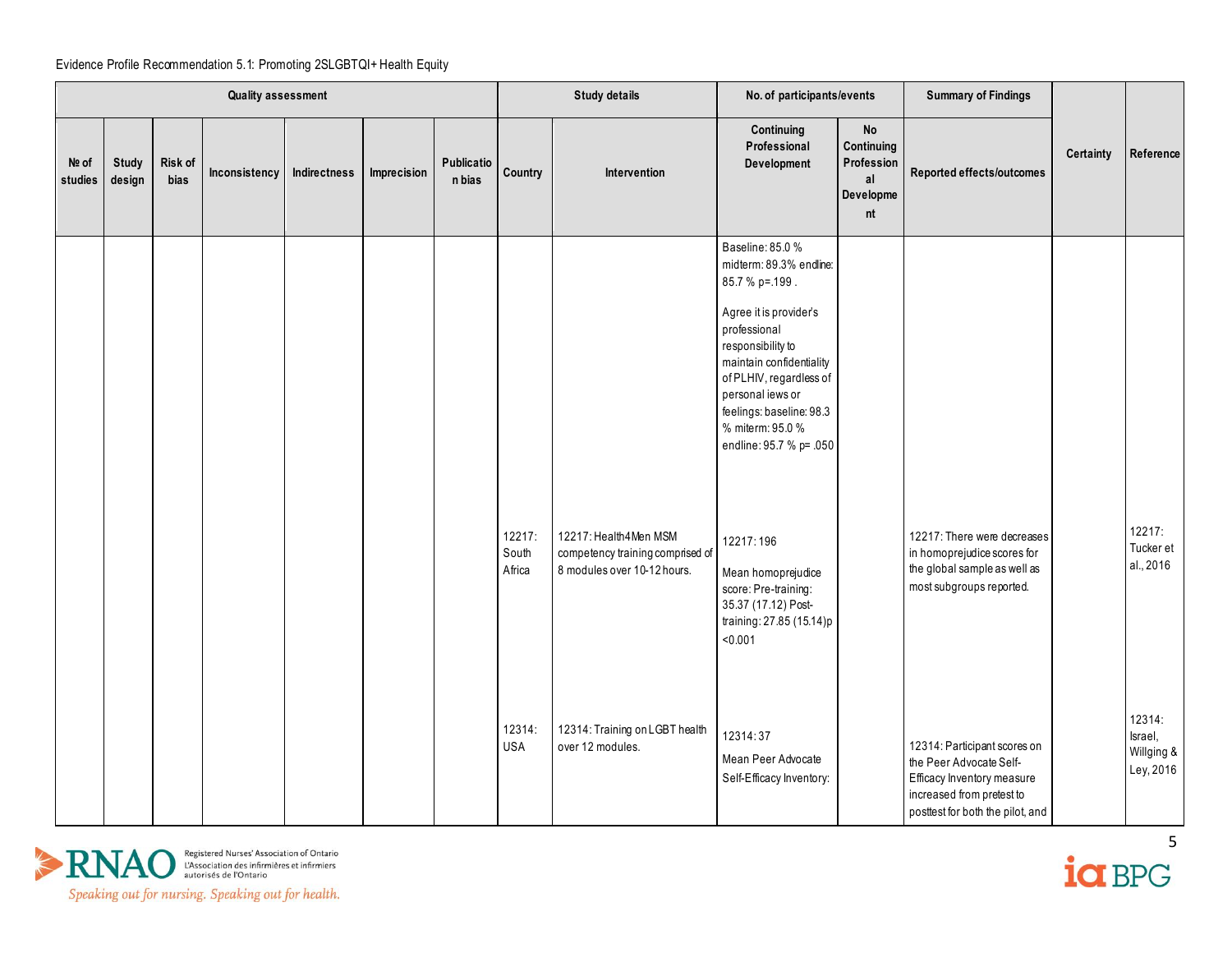Evidence Profile Recommendation 5.1: Promoting 2SLGBTQI+ Health Equity

| Quality assessment | | | | | | | Study details | | No. of participants/events | | Summary of Findings | Certainty | Reference |
|---|---|---|---|---|---|---|---|---|---|---|---|---|---|
| № of studies | Study design | Risk of bias | Inconsistency | Indirectness | Imprecision | Publication bias | Country | Intervention | Continuing Professional Development | No Continuing Professional Development | Reported effects/outcomes | | |
| | | | | | | | | | Baseline: 85.0 % midterm: 89.3% endline: 85.7 % p=.199 .<br><br>Agree it is provider's professional responsibility to maintain confidentiality of PLHIV, regardless of personal iews or feelings: baseline: 98.3 % miterm: 95.0 % endline: 95.7 % p= .050 | | | | |
| | | | | | | | 12217: South Africa | 12217: Health4Men MSM competency training comprised of 8 modules over 10-12 hours. | 12217: 196<br><br>Mean homoprejudice score: Pre-training: 35.37 (17.12) Post-training: 27.85 (15.14)p <0.001 | | 12217: There were decreases in homoprejudice scores for the global sample as well as most subgroups reported. | | 12217: Tucker et al., 2016 |
| | | | | | | | 12314: USA | 12314: Training on LGBT health over 12 modules. | 12314: 37<br><br>Mean Peer Advocate Self-Efficacy Inventory: | | 12314: Participant scores on the Peer Advocate Self-Efficacy Inventory measure increased from pretest to posttest for both the pilot, and | | 12314: Israel, Willging & Ley, 2016 |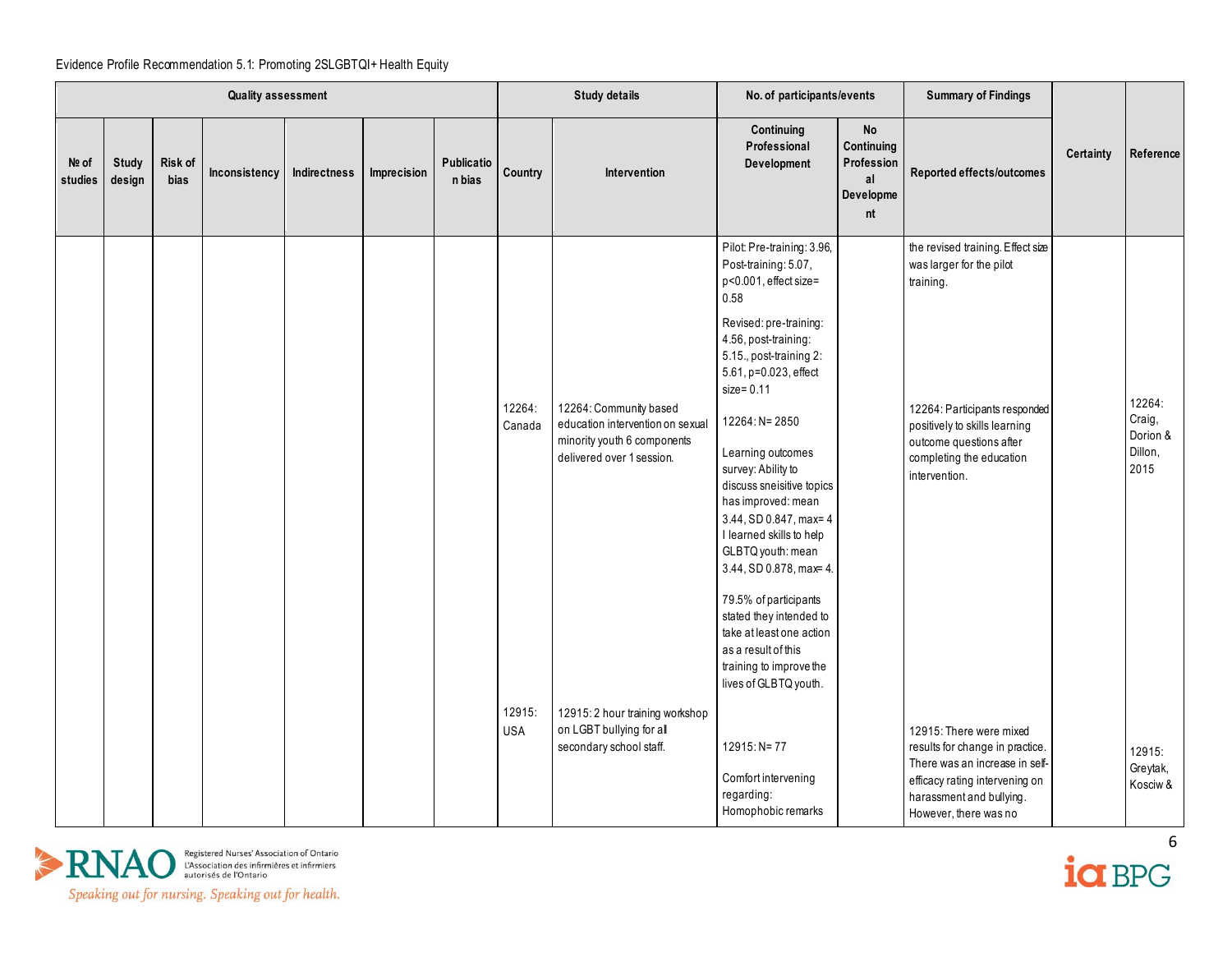Evidence Profile Recommendation 5.1: Promoting 2SLGBTQI+ Health Equity

| Quality assessment | | | | | | | Study details | | No. of participants/events | | Summary of Findings | Certainty | Reference |
|---|---|---|---|---|---|---|---|---|---|---|---|---|---|
| № of studies | Study design | Risk of bias | Inconsistency | Indirectness | Imprecision | Publication bias | Country | Intervention | Continuing Professional Development | No Continuing Professional Development | Reported effects/outcomes | | |
| | | | | | | | | | Pilot: Pre-training: 3.96, Post-training: 5.07, p<0.001, effect size= 0.58<br><br>Revised: pre-training: 4.56, post-training: 5.15., post-training 2: 5.61, p=0.023, effect size= 0.11 | | the revised training. Effect size was larger for the pilot training. | | |
| | | | | | | | 12264: Canada | 12264: Community based education intervention on sexual minority youth 6 components delivered over 1 session. | 12264: N= 2850<br><br>Learning outcomes survey: Ability to discuss sneisitive topics has improved: mean 3.44, SD 0.847, max= 4 I learned skills to help GLBTQ youth: mean 3.44, SD 0.878, max= 4.<br><br>79.5% of participants stated they intended to take at least one action as a result of this training to improve the lives of GLBTQ youth. | | 12264: Participants responded positively to skills learning outcome questions after completing the education intervention. | | 12264: Craig, Dorion & Dillon, 2015 |
| | | | | | | | 12915: USA | 12915: 2 hour training workshop on LGBT bullying for all secondary school staff. | 12915: N= 77<br><br>Comfort intervening regarding: Homophobic remarks | | 12915: There were mixed results for change in practice. There was an increase in self-efficacy rating intervening on harassment and bullying. However, there was no | | 12915: Greytak, Kosciw & |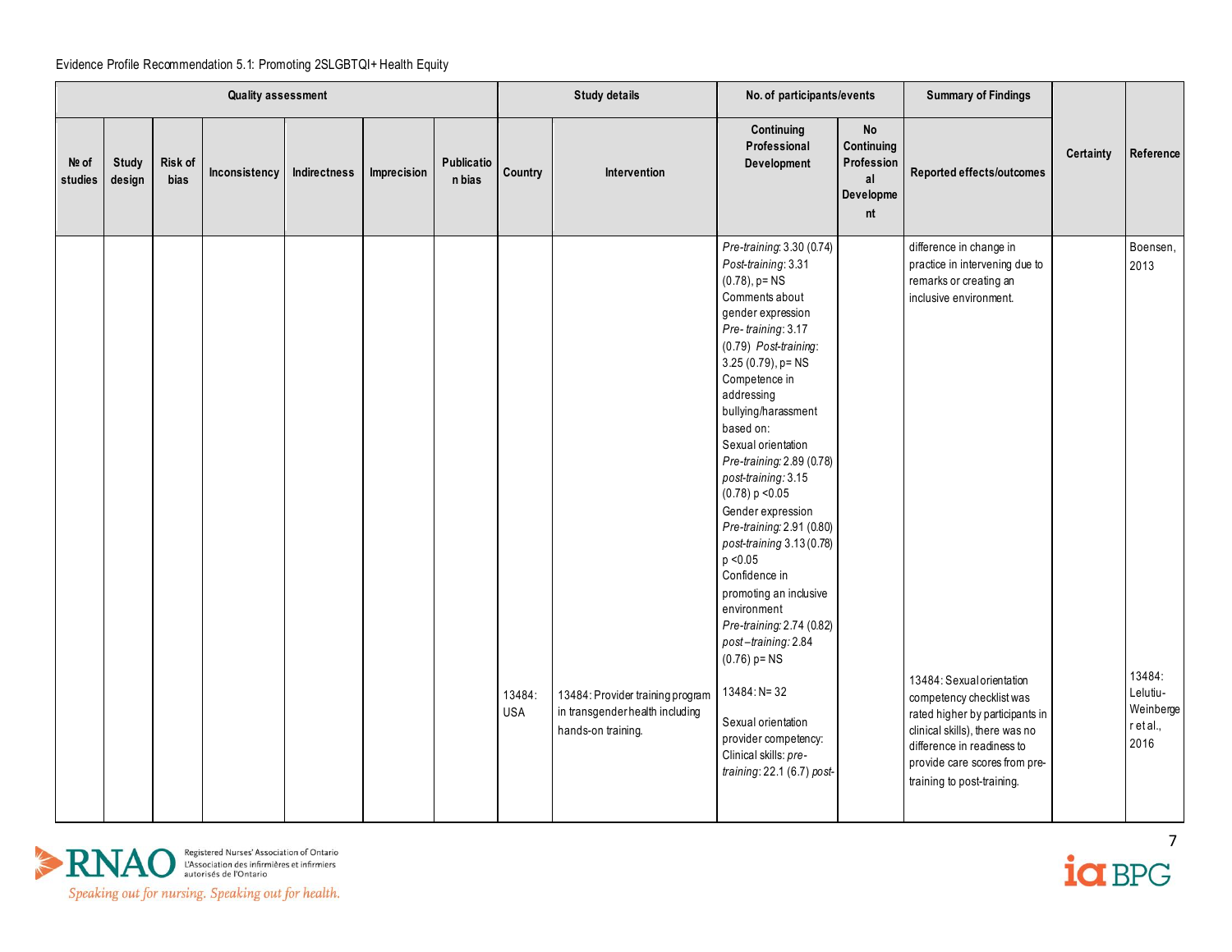Evidence Profile Recommendation 5.1: Promoting 2SLGBTQI+ Health Equity

| Quality assessment | | | | | | | Study details | | No. of participants/events | | Summary of Findings | Certainty | Reference |
|---|---|---|---|---|---|---|---|---|---|---|---|---|---|
| № of studies | Study design | Risk of bias | Inconsistency | Indirectness | Imprecision | Publication bias | Country | Intervention | Continuing Professional Development | No Continuing Professional Development | Reported effects/outcomes | | |
| | | | | | | | | | *Pre-training*: 3.30 (0.74) *Post-training*: 3.31 (0.78), p= NS<br>Comments about gender expression<br>*Pre- training*: 3.17 (0.79) *Post-training*: 3.25 (0.79), p= NS<br>Competence in addressing bullying/harassment based on:<br>Sexual orientation<br>*Pre-training*: 2.89 (0.78) *post-training*: 3.15 (0.78) $p < 0.05$<br>Gender expression<br>*Pre-training*: 2.91 (0.80) *post-training* 3.13 (0.78) $p < 0.05$<br>Confidence in promoting an inclusive environment<br>*Pre-training*: 2.74 (0.82) *post –training*: 2.84 (0.76) p= NS | | difference in change in practice in intervening due to remarks or creating an inclusive environment. | | Boensen, 2013 |
| | | | | | | | 13484: USA | 13484: Provider training program in transgender health including hands-on training. | 13484: N= 32<br><br>Sexual orientation provider competency: Clinical skills: *pre-training*: 22.1 (6.7) *post-* | | 13484: Sexual orientation competency checklist was rated higher by participants in clinical skills), there was no difference in readiness to provide care scores from pre-training to post-training. | | 13484: Lelutiu-Weinberger et al., 2016 |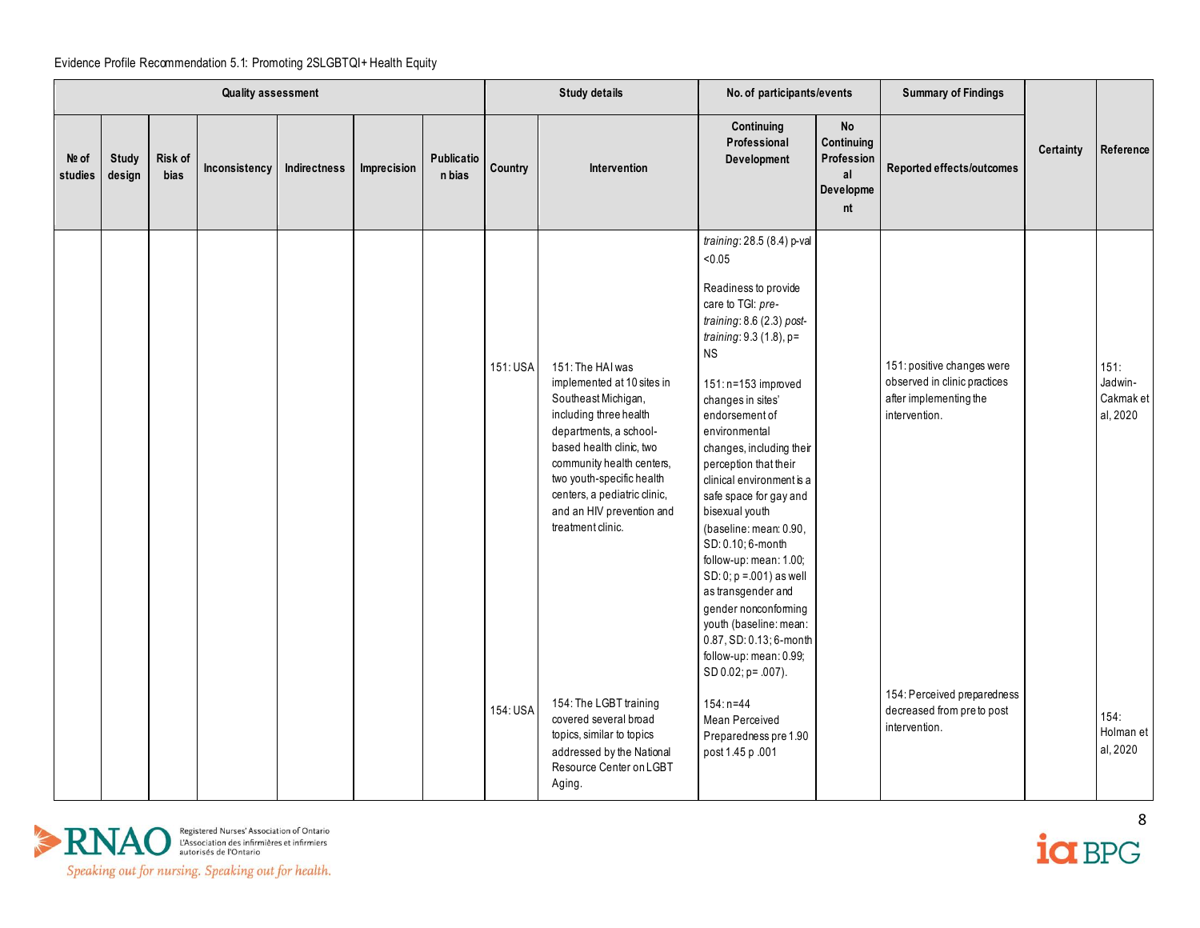Evidence Profile Recommendation 5.1: Promoting 2SLGBTQI+ Health Equity

| Quality assessment | | | | | | | Study details | | No. of participants/events | | Summary of Findings | Certainty | Reference |
|---|---|---|---|---|---|---|---|---|---|---|---|---|---|
| № of studies | Study design | Risk of bias | Inconsistency | Indirectness | Imprecision | Publication bias | Country | Intervention | Continuing Professional Development | No Continuing Professional Development | Reported effects/outcomes | | |
| | | | | | | | 151: USA | 151: The HAI was implemented at 10 sites in Southeast Michigan, including three health departments, a school-based health clinic, two community health centers, two youth-specific health centers, a pediatric clinic, and an HIV prevention and treatment clinic. | *training*: 28.5 (8.4) p-val <0.05<br><br>Readiness to provide care to TGI: *pre-training*: 8.6 (2.3) *post-training*: 9.3 (1.8), p= NS<br><br>151: n=153 improved changes in sites' endorsement of environmental changes, including their perception that their clinical environment is a safe space for gay and bisexual youth (baseline: mean: 0.90, SD: 0.10; 6-month follow-up: mean: 1.00; SD: 0; p =.001) as well as transgender and gender nonconforming youth (baseline: mean: 0.87, SD: 0.13; 6-month follow-up: mean: 0.99; SD 0.02; p= .007). | | 151: positive changes were observed in clinic practices after implementing the intervention. | | 151: Jadwin-Cakmak et al, 2020 |
| | | | | | | | 154: USA | 154: The LGBT training covered several broad topics, similar to topics addressed by the National Resource Center on LGBT Aging. | 154: n=44<br>Mean Perceived Preparedness pre 1.90 post 1.45 p .001 | | 154: Perceived preparedness decreased from pre to post intervention. | | 154: Holman et al, 2020 |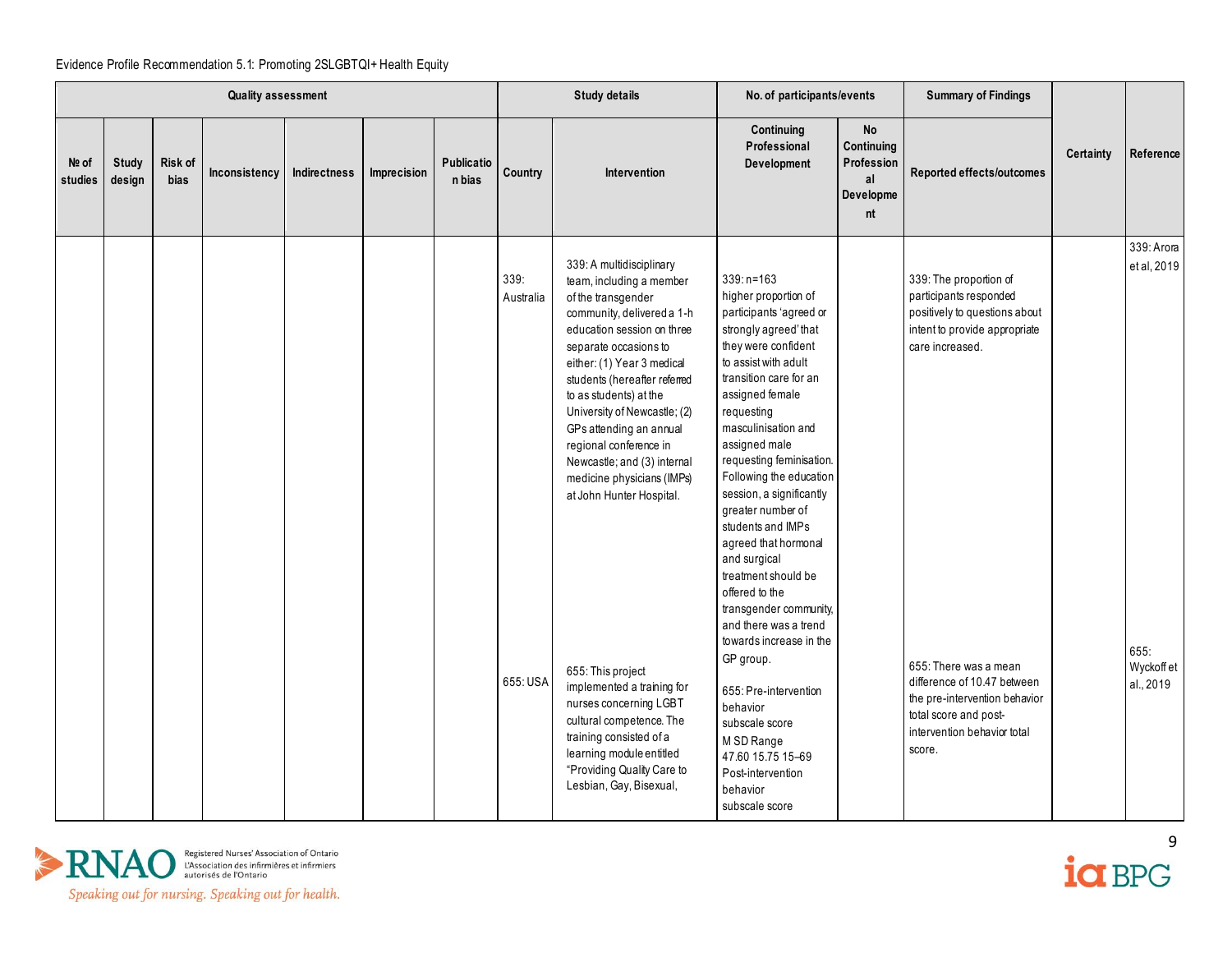Evidence Profile Recommendation 5.1: Promoting 2SLGBTQI+ Health Equity

| Quality assessment | | | | | | | Study details | | No. of participants/events | | Summary of Findings | Certainty | Reference |
|---|---|---|---|---|---|---|---|---|---|---|---|---|---|
| № of studies | Study design | Risk of bias | Inconsistency | Indirectness | Imprecision | Publication bias | Country | Intervention | Continuing Professional Development | No Continuing Professional Development | Reported effects/outcomes | | |
| | | | | | | | 339: Australia | 339: A multidisciplinary team, including a member of the transgender community, delivered a 1-h education session on three separate occasions to either: (1) Year 3 medical students (hereafter referred to as students) at the University of Newcastle; (2) GPs attending an annual regional conference in Newcastle; and (3) internal medicine physicians (IMPs) at John Hunter Hospital. | 339: n=163 higher proportion of participants 'agreed or strongly agreed' that they were confident to assist with adult transition care for an assigned female requesting masculinisation and assigned male requesting feminisation. Following the education session, a significantly greater number of students and IMPs agreed that hormonal and surgical treatment should be offered to the transgender community, and there was a trend towards increase in the GP group. | | 339: The proportion of participants responded positively to questions about intent to provide appropriate care increased. | | 339: Arora et al, 2019 |
| | | | | | | | 655: USA | 655: This project implemented a training for nurses concerning LGBT cultural competence. The training consisted of a learning module entitled "Providing Quality Care to Lesbian, Gay, Bisexual, | 655: Pre-intervention behavior subscale score M SD Range 47.60 15.75 15–69 Post-intervention behavior subscale score | | 655: There was a mean difference of 10.47 between the pre-intervention behavior total score and post-intervention behavior total score. | | 655: Wyckoff et al., 2019 |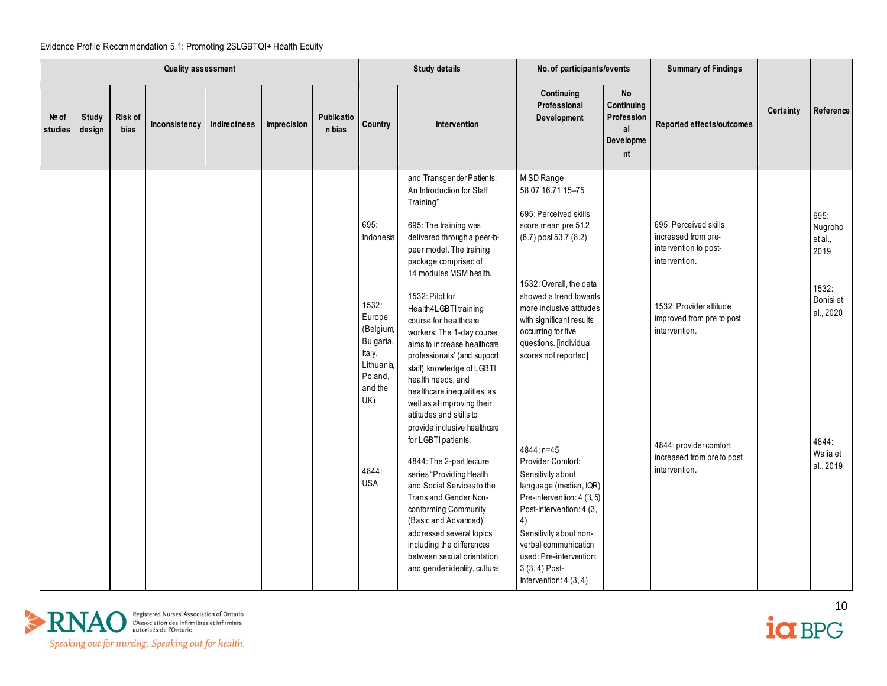Evidence Profile Recommendation 5.1: Promoting 2SLGBTQI+ Health Equity

| Quality assessment | | | | | | | Study details | | No. of participants/events | | Summary of Findings | Certainty | Reference |
|---|---|---|---|---|---|---|---|---|---|---|---|---|---|
| № of studies | Study design | Risk of bias | Inconsistency | Indirectness | Imprecision | Publication bias | Country | Intervention | Continuing Professional Development | No Continuing Professional Development | Reported effects/outcomes | | |
| | | | | | | | 695: Indonesia<br><br>1532: Europe (Belgium, Bulgaria, Italy, Lithuania, Poland, and the UK)<br><br>4844: USA | and Transgender Patients: An Introduction for Staff Training"<br><br>695: The training was delivered through a peer-to-peer model. The training package comprised of 14 modules MSM health.<br><br>1532: Pilot for Health4LGBTI training course for healthcare workers: The 1-day course aims to increase healthcare professionals' (and support staff) knowledge of LGBTI health needs, and healthcare inequalities, as well as at improving their attitudes and skills to provide inclusive healthcare for LGBTI patients.<br><br>4844: The 2-part lecture series "Providing Health and Social Services to the Trans and Gender Non-conforming Community (Basic and Advanced)" addressed several topics including the differences between sexual orientation and gender identity, cultural | M SD Range<br>58.07 16.71 15–75<br><br>695: Perceived skills score mean pre 51.2 (8.7) post 53.7 (8.2)<br><br>1532: Overall, the data showed a trend towards more inclusive attitudes with significant results occurring for five questions. [individual scores not reported]<br><br>4844: n=45<br>Provider Comfort:<br>Sensitivity about language (median, IQR)<br>Pre-intervention: 4 (3, 5)<br>Post-Intervention: 4 (3, 4)<br>Sensitivity about non-verbal communication used: Pre-intervention: 3 (3, 4) Post-Intervention: 4 (3, 4) | | 695: Perceived skills increased from pre-intervention to post-intervention.<br><br>1532: Provider attitude improved from pre to post intervention.<br><br>4844: provider comfort increased from pre to post intervention. | | 695: Nugroho et al., 2019<br><br>1532: Donisi et al., 2020<br><br>4844: Walia et al., 2019 |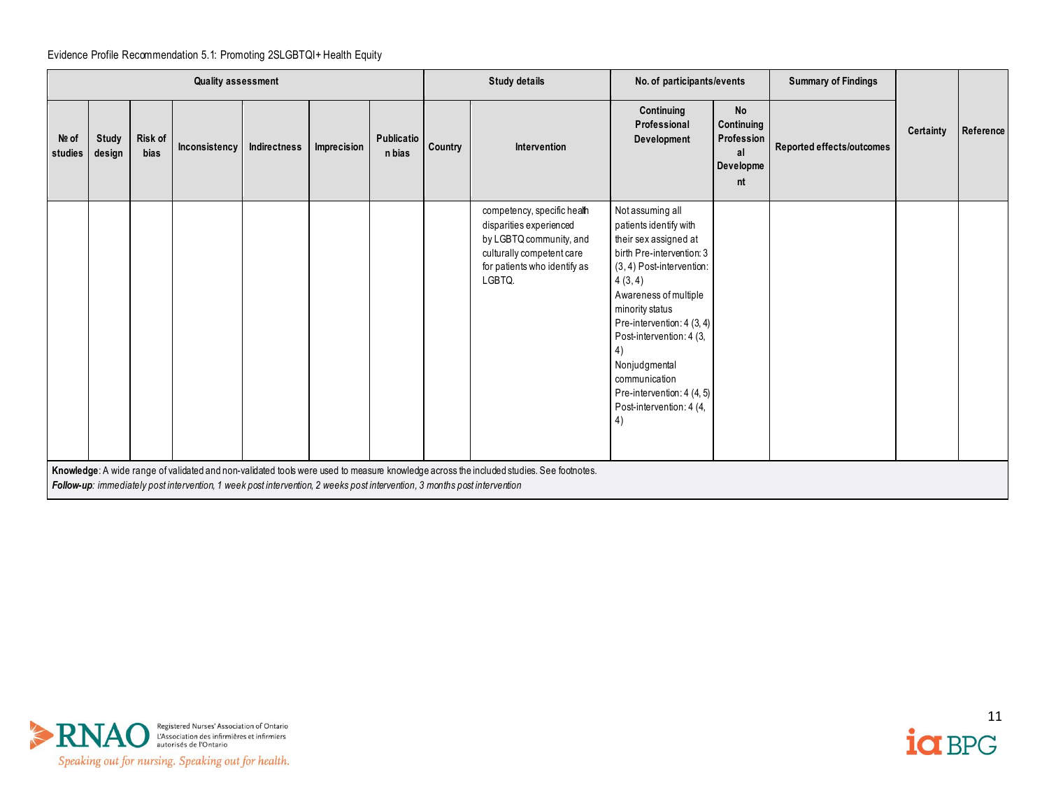Evidence Profile Recommendation 5.1: Promoting 2SLGBTQI+ Health Equity

| Quality assessment | | | | | | | Study details | | No. of participants/events | | Summary of Findings | Certainty | Reference |
|---|---|---|---|---|---|---|---|---|---|---|---|---|---|
| № of studies | Study design | Risk of bias | Inconsistency | Indirectness | Imprecision | Publication bias | Country | Intervention | Continuing Professional Development | No Continuing Professional Development | Reported effects/outcomes | | |
| | | | | | | | | competency, specific health disparities experienced by LGBTQ community, and culturally competent care for patients who identify as LGBTQ. | Not assuming all patients identify with their sex assigned at birth Pre-intervention: 3 (3, 4) Post-intervention: 4 (3, 4)<br>Awareness of multiple minority status Pre-intervention: 4 (3, 4) Post-intervention: 4 (3, 4)<br>Nonjudgmental communication Pre-intervention: 4 (4, 5) Post-intervention: 4 (4, 4) | | | | |

**Knowledge**: A wide range of validated and non-validated tools were used to measure knowledge across the included studies. See footnotes.
***Follow-up***: *immediately post intervention, 1 week post intervention, 2 weeks post intervention, 3 months post intervention*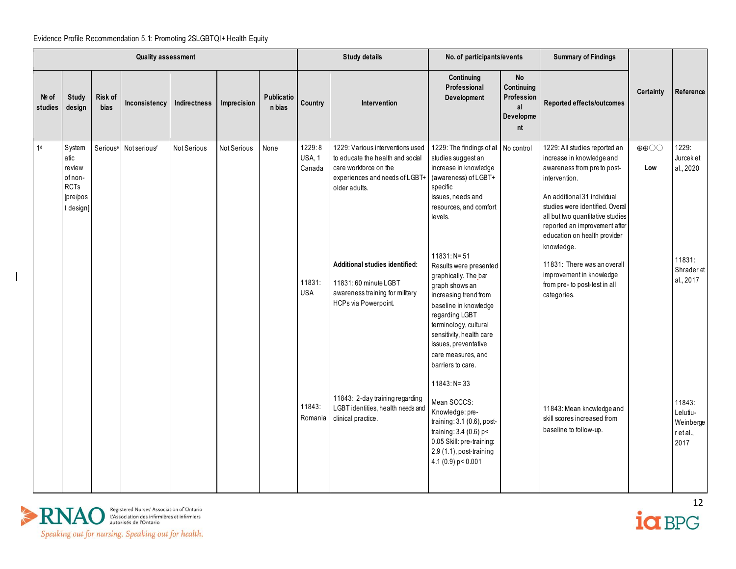Evidence Profile Recommendation 5.1: Promoting 2SLGBTQI+ Health Equity

| Quality assessment | | | | | | | Study details | | No. of participants/events | | Summary of Findings | Certainty | Reference |
|---|---|---|---|---|---|---|---|---|---|---|---|---|---|
| № of studies | Study design | Risk of bias | Inconsistency | Indirectness | Imprecision | Publication bias | Country | Intervention | Continuing Professional Development | No Continuing Professional Development | Reported effects/outcomes | | |
| 1[d] | Systematic review of non-RCTs [pre/post design] | Serious[e] | Not serious[f] | Not Serious | Not Serious | None | 1229: 8 USA, 1 Canada | 1229: Various interventions used to educate the health and social care workforce on the experiences and needs of LGBT+ older adults. | 1229: The findings of all studies suggest an increase in knowledge (awareness) of LGBT+ specific issues, needs and resources, and comfort levels. | No control | 1229: All studies reported an increase in knowledge and awareness from pre to post-intervention. An additional 31 individual studies were identified. Overall all but two quantitative studies reported an improvement after education on health provider knowledge. | ⊕⊕◯◯ Low | 1229: Jurcek et al., 2020 |
| | | | | | | | 11831: USA | **Additional studies identified:** 11831: 60 minute LGBT awareness training for military HCPs via Powerpoint. | 11831: N= 51 Results were presented graphically. The bar graph shows an increasing trend from baseline in knowledge regarding LGBT terminology, cultural sensitivity, health care issues, preventative care measures, and barriers to care. | | 11831: There was an overall improvement in knowledge from pre- to post-test in all categories. | | 11831: Shrader et al., 2017 |
| | | | | | | | 11843: Romania | 11843: 2-day training regarding LGBT identities, health needs and clinical practice. | 11843: N= 33 Mean SOCCS: Knowledge: pre-training: 3.1 (0.6), post-training: 3.4 (0.6) $p < 0.05$ Skill: pre-training: 2.9 (1.1), post-training 4.1 (0.9) $p < 0.001$ | | 11843: Mean knowledge and skill scores increased from baseline to follow-up. | | 11843: Lelutiu-Weinberger et al., 2017 |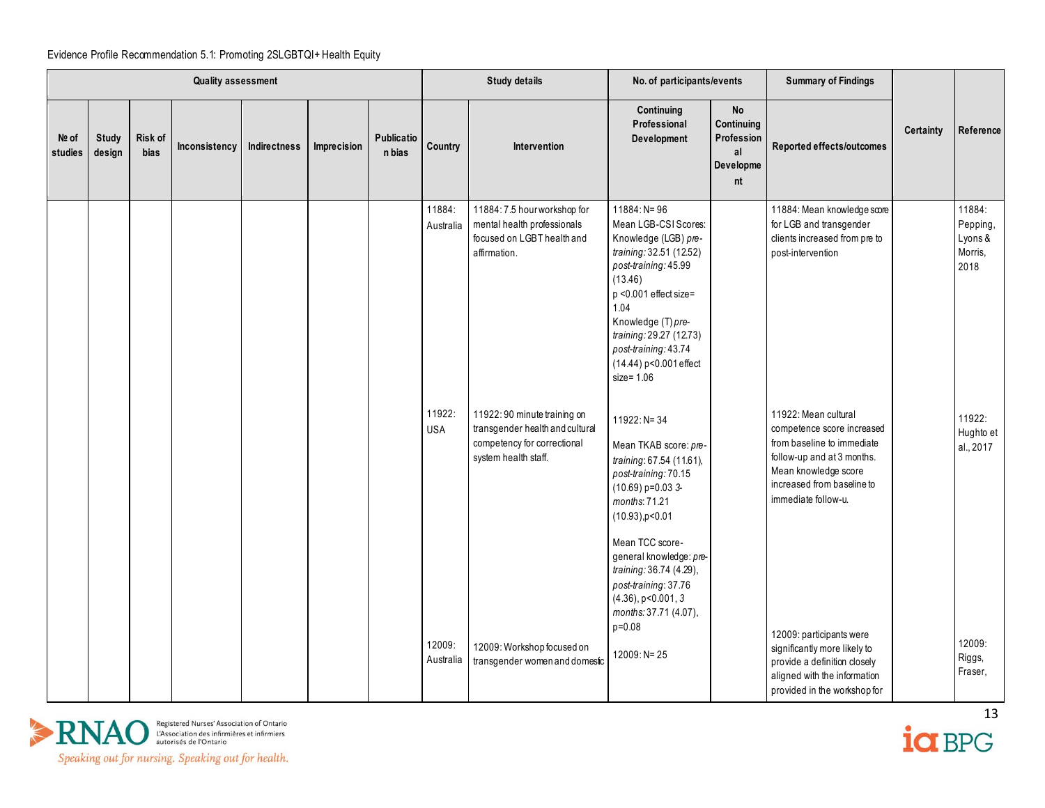Evidence Profile Recommendation 5.1: Promoting 2SLGBTQI+ Health Equity

| Quality assessment | | | | | | | Study details | | No. of participants/events | | Summary of Findings | Certainty | Reference |
|---|---|---|---|---|---|---|---|---|---|---|---|---|---|
| № of studies | Study design | Risk of bias | Inconsistency | Indirectness | Imprecision | Publication bias | Country | Intervention | Continuing Professional Development | No Continuing Professional Development | Reported effects/outcomes | | |
| | | | | | | | 11884: Australia | 11884: 7.5 hour workshop for mental health professionals focused on LGBT health and affirmation. | 11884: N= 96<br>Mean LGB-CSI Scores: Knowledge (LGB) *pre-training:* 32.51 (12.52) *post-training:* 45.99 (13.46)<br>p <0.001 effect size= 1.04<br>Knowledge (T) *pre-training:* 29.27 (12.73) *post-training:* 43.74 (14.44) p<0.001 effect size= 1.06 | | 11884: Mean knowledge score for LGB and transgender clients increased from pre to post-intervention | | 11884: Pepping, Lyons & Morris, 2018 |
| | | | | | | | 11922: USA | 11922: 90 minute training on transgender health and cultural competency for correctional system health staff. | 11922: N= 34<br><br>Mean TKAB score: *pre-training:* 67.54 (11.61), *post-training:* 70.15 (10.69) p=0.03 *3-months:* 71.21 (10.93),p<0.01<br><br>Mean TCC score-general knowledge: *pre-training:* 36.74 (4.29), *post-training:* 37.76 (4.36), p<0.001, *3 months:* 37.71 (4.07), p=0.08 | | 11922: Mean cultural competence score increased from baseline to immediate follow-up and at 3 months. Mean knowledge score increased from baseline to immediate follow-u. | | 11922: Hughto et al., 2017 |
| | | | | | | | 12009: Australia | 12009: Workshop focused on transgender women and domestic | 12009: N= 25 | | 12009: participants were significantly more likely to provide a definition closely aligned with the information provided in the workshop for | | 12009: Riggs, Fraser, |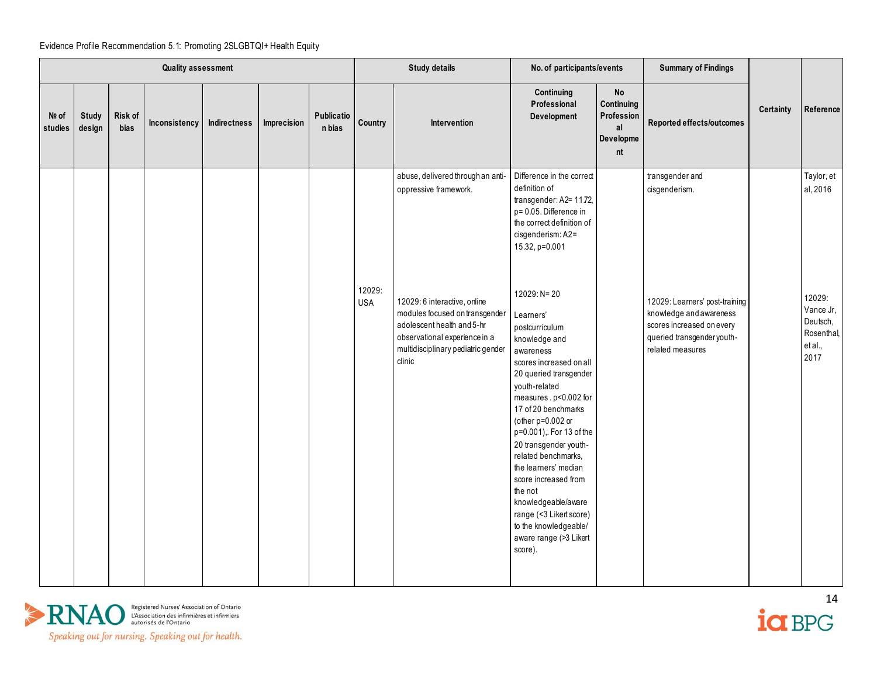Evidence Profile Recommendation 5.1: Promoting 2SLGBTQI+ Health Equity

| Quality assessment | | | | | | | Study details | | No. of participants/events | | Summary of Findings | Certainty | Reference |
|---|---|---|---|---|---|---|---|---|---|---|---|---|---|
| № of studies | Study design | Risk of bias | Inconsistency | Indirectness | Imprecision | Publication bias | Country | Intervention | Continuing Professional Development | No Continuing Professional Development | Reported effects/outcomes | | |
| | | | | | | | | abuse, delivered through an anti-oppressive framework. | Difference in the correct definition of transgender: A2= 11.72, p= 0.05. Difference in the correct definition of cisgenderism: A2= 15.32, p=0.001 | | transgender and cisgenderism. | | Taylor, et al, 2016 |
| | | | | | | | 12029: USA | 12029: 6 interactive, online modules focused on transgender adolescent health and 5-hr observational experience in a multidisciplinary pediatric gender clinic | 12029: N= 20<br><br>Learners' postcurriculum knowledge and awareness scores increased on all 20 queried transgender youth-related measures . p<0.002 for 17 of 20 benchmarks (other p=0.002 or p=0.001),. For 13 of the 20 transgender youth-related benchmarks, the learners' median score increased from the not knowledgeable/aware range (<3 Likert score) to the knowledgeable/ aware range (>3 Likert score). | | 12029: Learners' post-training knowledge and awareness scores increased on every queried transgender youth-related measures | | 12029: Vance Jr, Deutsch, Rosenthal, et al., 2017 |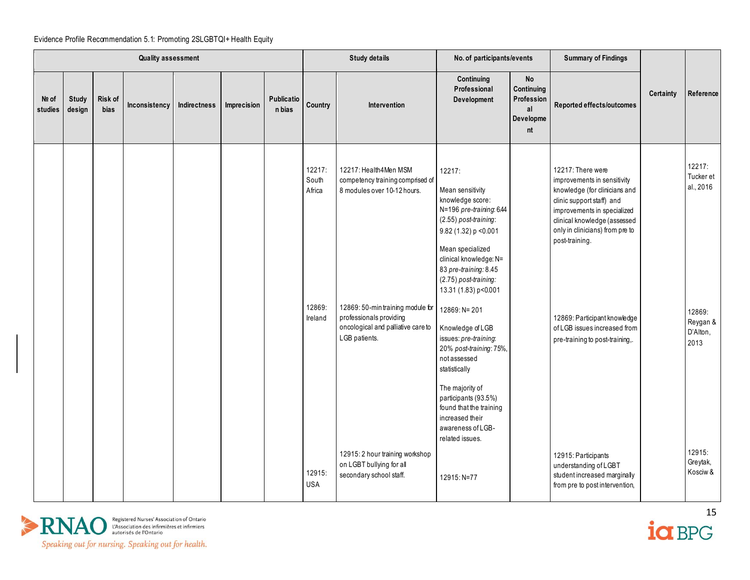Evidence Profile Recommendation 5.1: Promoting 2SLGBTQI+ Health Equity

| Quality assessment | | | | | | | Study details | | No. of participants/events | | Summary of Findings | Certainty | Reference |
|---|---|---|---|---|---|---|---|---|---|---|---|---|---|
| № of studies | Study design | Risk of bias | Inconsistency | Indirectness | Imprecision | Publication bias | Country | Intervention | Continuing Professional Development | No Continuing Professional Development | Reported effects/outcomes | | |
| | | | | | | | 12217: South Africa | 12217: Health4Men MSM competency training comprised of 8 modules over 10-12 hours. | 12217: Mean sensitivity knowledge score: N=196 *pre-training*: 6.44 (2.55) *post-training*: 9.82 (1.32) p <0.001 Mean specialized clinical knowledge: N= 83 *pre-training:* 8.45 (2.75) *post-training:* 13.31 (1.83) p<0.001 | | 12217: There were improvements in sensitivity knowledge (for clinicians and clinic support staff) and improvements in specialized clinical knowledge (assessed only in clinicians) from pre to post-training. | | 12217: Tucker et al., 2016 |
| | | | | | | | 12869: Ireland | 12869: 50-min training module for professionals providing oncological and palliative care to LGB patients. | 12869: N= 201 Knowledge of LGB issues: *pre-training*: 20% *post-training*: 75%, not assessed statistically The majority of participants (93.5%) found that the training increased their awareness of LGB-related issues. | | 12869: Participant knowledge of LGB issues increased from pre-training to post-training,. | | 12869: Reygan & D'Alton, 2013 |
| | | | | | | | 12915: USA | 12915: 2 hour training workshop on LGBT bullying for all secondary school staff. | 12915: N=77 | | 12915: Participants understanding of LGBT student increased marginally from pre to post intervention, | | 12915: Greytak, Kosciw & |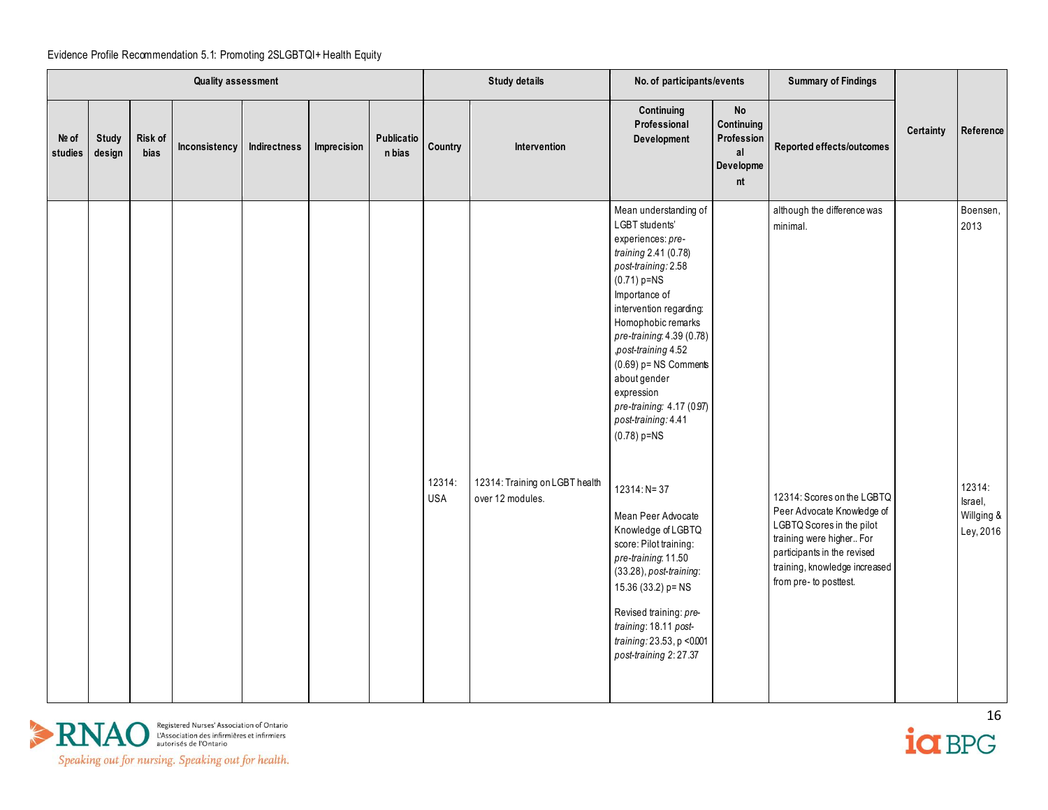Evidence Profile Recommendation 5.1: Promoting 2SLGBTQI+ Health Equity

| Quality assessment | | | | | | | Study details | | No. of participants/events | | Summary of Findings | Certainty | Reference |
|---|---|---|---|---|---|---|---|---|---|---|---|---|---|
| № of studies | Study design | Risk of bias | Inconsistency | Indirectness | Imprecision | Publication bias | Country | Intervention | Continuing Professional Development | No Continuing Professional Development | Reported effects/outcomes | | |
| | | | | | | | | | Mean understanding of LGBT students' experiences: *pre-training* 2.41 (0.78) *post-training:* 2.58 (0.71) p=NS Importance of intervention regarding: Homophobic remarks *pre-training*: 4.39 (0.78) ,*post-training* 4.52 (0.69) p= NS Comments about gender expression *pre-training:* 4.17 (0.97) *post-training:* 4.41 (0.78) p=NS | | although the difference was minimal. | | Boensen, 2013 |
| | | | | | | | 12314: USA | 12314: Training on LGBT health over 12 modules. | 12314: N= 37<br><br>Mean Peer Advocate Knowledge of LGBTQ score: Pilot training: *pre-training*: 11.50 (33.28), *post-training*: 15.36 (33.2) p= NS<br><br>Revised training: *pre-training*: 18.11 *post-training:* 23.53, p <0.001 *post-training 2*: 27.37 | | 12314: Scores on the LGBTQ Peer Advocate Knowledge of LGBTQ Scores in the pilot training were higher.. For participants in the revised training, knowledge increased from pre- to posttest. | | 12314: Israel, Willging & Ley, 2016 |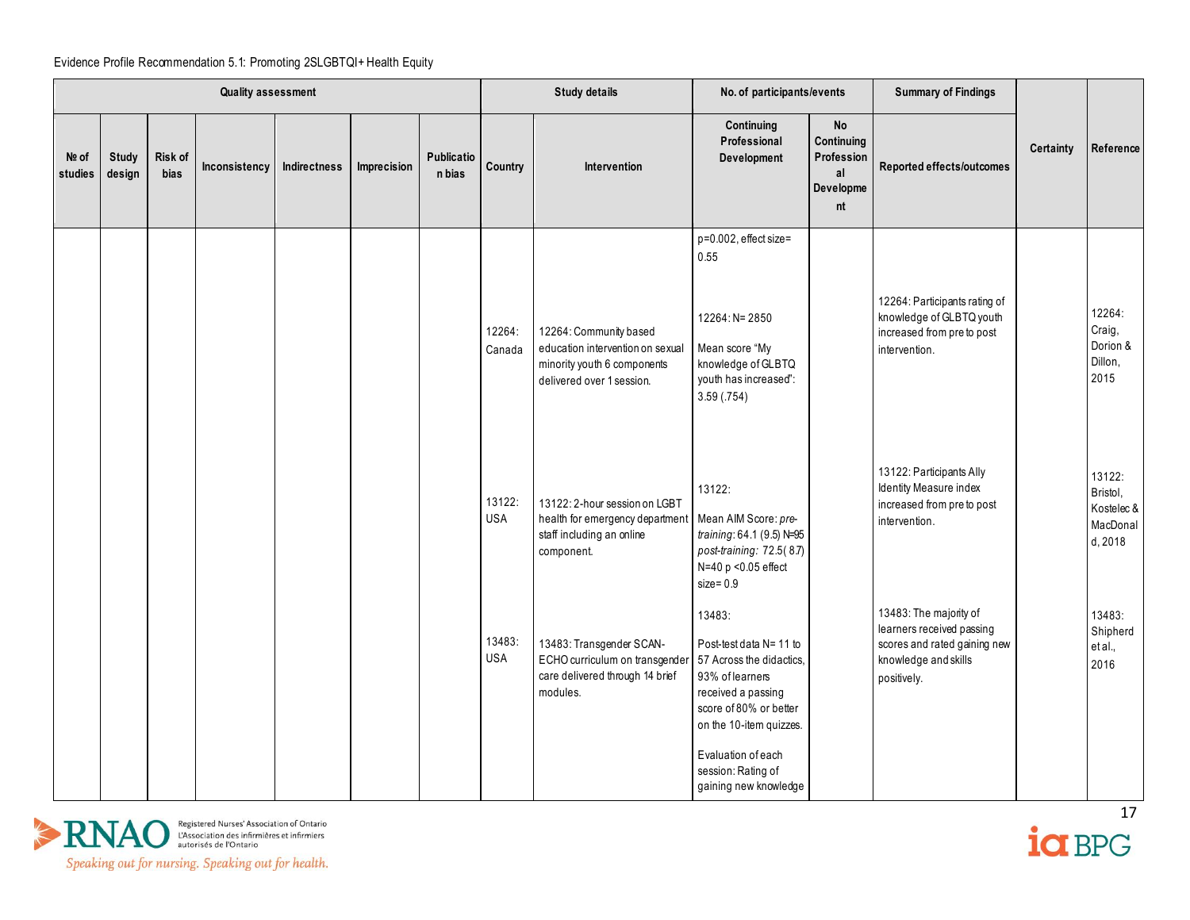Evidence Profile Recommendation 5.1: Promoting 2SLGBTQI+ Health Equity

| Quality assessment | | | | | | | Study details | | No. of participants/events | | Summary of Findings | Certainty | Reference |
|---|---|---|---|---|---|---|---|---|---|---|---|---|---|
| № of studies | Study design | Risk of bias | Inconsistency | Indirectness | Imprecision | Publication bias | Country | Intervention | Continuing Professional Development | No Continuing Professional Development | Reported effects/outcomes | | |
| | | | | | | | | | p=0.002, effect size= 0.55 | | | | |
| | | | | | | | 12264: Canada | 12264: Community based education intervention on sexual minority youth 6 components delivered over 1 session. | 12264: N= 2850<br><br>Mean score "My knowledge of GLBTQ youth has increased": 3.59 (.754) | | 12264: Participants rating of knowledge of GLBTQ youth increased from pre to post intervention. | | 12264: Craig, Dorion & Dillon, 2015 |
| | | | | | | | 13122: USA | 13122: 2-hour session on LGBT health for emergency department staff including an online component. | 13122:<br><br>Mean AIM Score: *pre-training*: 64.1 (9.5) N=95 *post-training:* 72.5( 8.7) N=40 p <0.05 effect size= 0.9 | | 13122: Participants Ally Identity Measure index increased from pre to post intervention. | | 13122: Bristol, Kostelec & MacDonald, 2018 |
| | | | | | | | 13483: USA | 13483: Transgender SCAN-ECHO curriculum on transgender care delivered through 14 brief modules. | 13483:<br><br>Post-test data N= 11 to 57 Across the didactics, 93% of learners received a passing score of 80% or better on the 10-item quizzes.<br><br>Evaluation of each session: Rating of gaining new knowledge | | 13483: The majority of learners received passing scores and rated gaining new knowledge and skills positively. | | 13483: Shipherd et al., 2016 |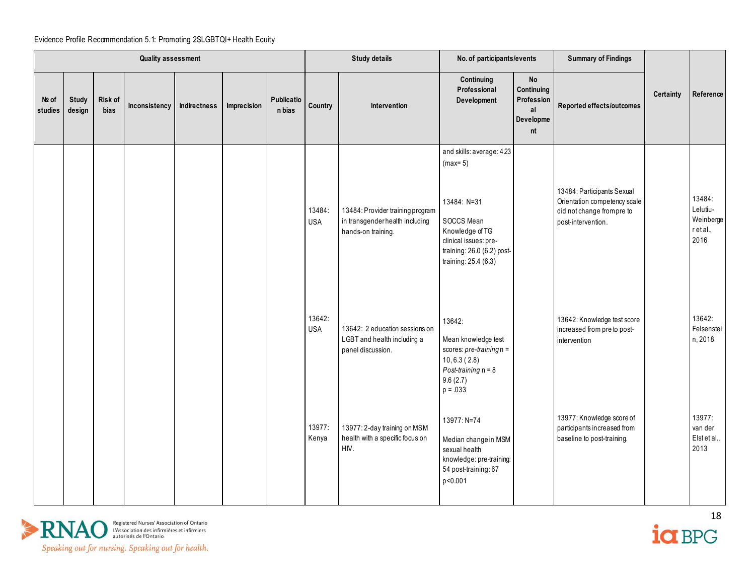Evidence Profile Recommendation 5.1: Promoting 2SLGBTQI+ Health Equity

| Quality assessment | | | | | | | Study details | | No. of participants/events | | Summary of Findings | Certainty | Reference |
|---|---|---|---|---|---|---|---|---|---|---|---|---|---|
| № of studies | Study design | Risk of bias | Inconsistency | Indirectness | Imprecision | Publication bias | Country | Intervention | Continuing Professional Development | No Continuing Professional Development | Reported effects/outcomes | | |
| | | | | | | | | | and skills: average: 4.23 (max= 5) | | | | |
| | | | | | | | 13484: USA | 13484: Provider training program in transgender health including hands-on training. | 13484: N=31<br><br>SOCCS Mean Knowledge of TG clinical issues: pre-training: 26.0 (6.2) post-training: 25.4 (6.3) | | 13484: Participants Sexual Orientation competency scale did not change from pre to post-intervention. | | 13484: Lelutiu-Weinberger et al., 2016 |
| | | | | | | | 13642: USA | 13642: 2 education sessions on LGBT and health including a panel discussion. | 13642:<br><br>Mean knowledge test scores: *pre-training* n = 10, 6.3 (2.8)<br>*Post-training* n = 8 9.6 (2.7)<br>p = .033 | | 13642: Knowledge test score increased from pre to post-intervention | | 13642: Felsenstein, 2018 |
| | | | | | | | 13977: Kenya | 13977: 2-day training on MSM health with a specific focus on HIV. | 13977: N=74<br><br>Median change in MSM sexual health knowledge: pre-training: 54 post-training: 67<br>p<0.001 | | 13977: Knowledge score of participants increased from baseline to post-training. | | 13977: van der Elst et al., 2013 |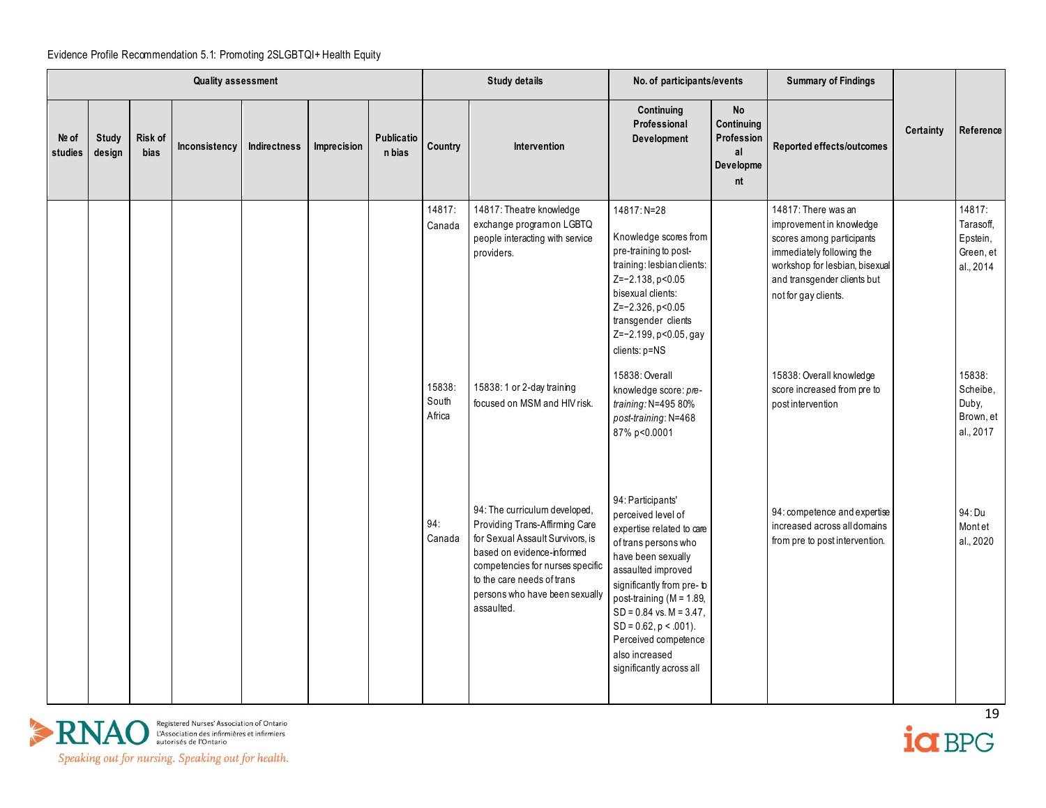Evidence Profile Recommendation 5.1: Promoting 2SLGBTQI+ Health Equity

| Quality assessment | | | | | | | Study details | | No. of participants/events | | Summary of Findings | Certainty | Reference |
|---|---|---|---|---|---|---|---|---|---|---|---|---|---|
| № of studies | Study design | Risk of bias | Inconsistency | Indirectness | Imprecision | Publication bias | Country | Intervention | Continuing Professional Development | No Continuing Professional Development | Reported effects/outcomes | | |
| | | | | | | | 14817: Canada | 14817: Theatre knowledge exchange program on LGBTQ people interacting with service providers. | 14817: N=28<br><br>Knowledge scores from pre-training to post-training: lesbian clients: Z=−2.138, p<0.05 bisexual clients: Z=−2.326, p<0.05 transgender clients Z=−2.199, p<0.05, gay clients: p=NS | | 14817: There was an improvement in knowledge scores among participants immediately following the workshop for lesbian, bisexual and transgender clients but not for gay clients. | | 14817: Tarasoff, Epstein, Green, et al., 2014 |
| | | | | | | | 15838: South Africa | 15838: 1 or 2-day training focused on MSM and HIV risk. | 15838: Overall knowledge score: *pre-training*: N=495 80% *post-training*: N=468 87% p<0.0001 | | 15838: Overall knowledge score increased from pre to post intervention | | 15838: Scheibe, Duby, Brown, et al., 2017 |
| | | | | | | | 94: Canada | 94: The curriculum developed, Providing Trans-Affirming Care for Sexual Assault Survivors, is based on evidence-informed competencies for nurses specific to the care needs of trans persons who have been sexually assaulted. | 94: Participants' perceived level of expertise related to care of trans persons who have been sexually assaulted improved significantly from pre- to post-training (M = 1.89, SD = 0.84 vs. M = 3.47, SD = 0.62, p < .001). Perceived competence also increased significantly across all | | 94: competence and expertise increased across all domains from pre to post intervention. | | 94: Du Mont et al., 2020 |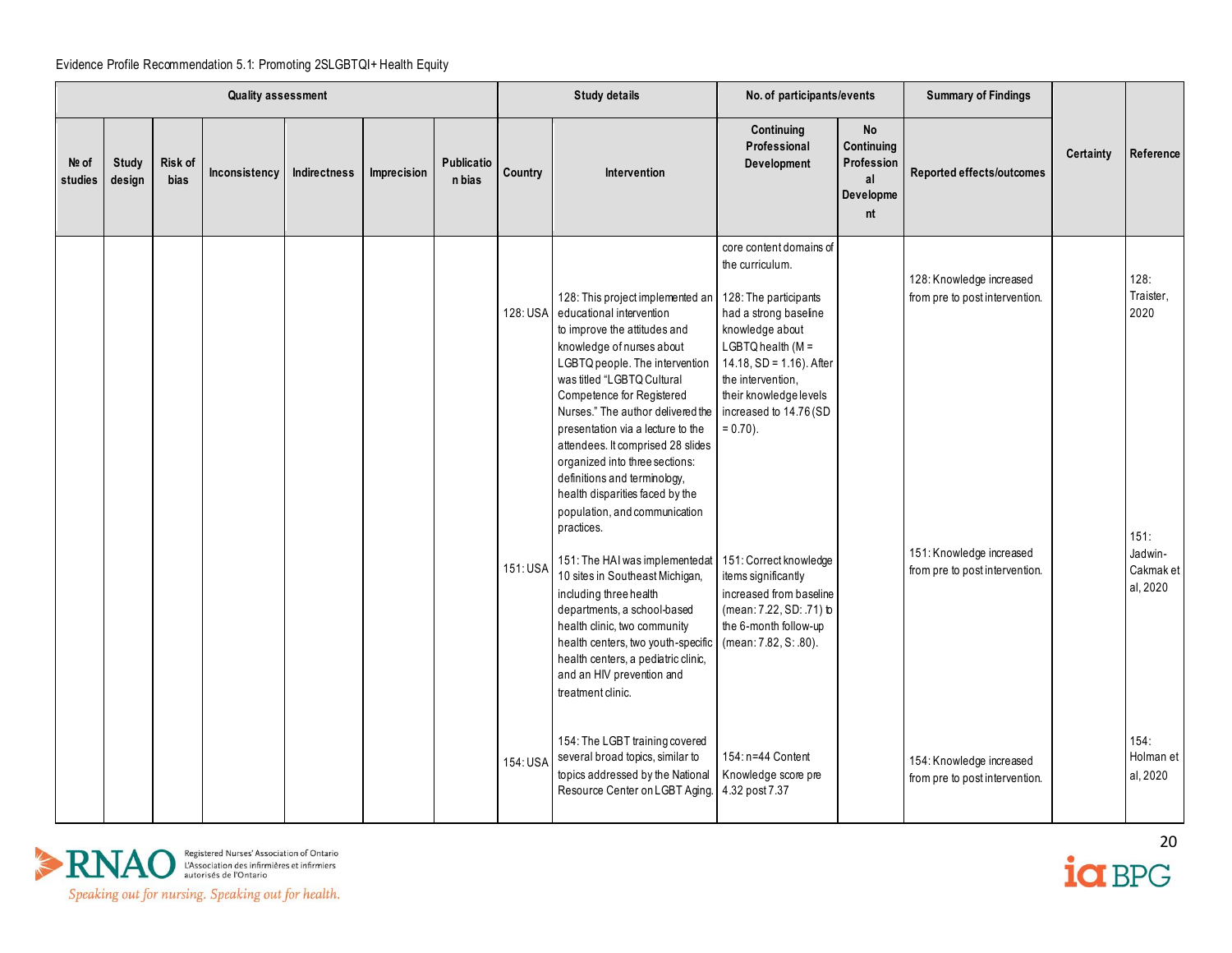Evidence Profile Recommendation 5.1: Promoting 2SLGBTQI+ Health Equity

| Quality assessment | | | | | | | Study details | | No. of participants/events | | Summary of Findings | Certainty | Reference |
|---|---|---|---|---|---|---|---|---|---|---|---|---|---|
| № of studies | Study design | Risk of bias | Inconsistency | Indirectness | Imprecision | Publication bias | Country | Intervention | Continuing Professional Development | No Continuing Professional Development | Reported effects/outcomes | | |
| | | | | | | | | | core content domains of the curriculum. | | | | |
| | | | | | | | 128: USA | 128: This project implemented an educational intervention to improve the attitudes and knowledge of nurses about LGBTQ people. The intervention was titled "LGBTQ Cultural Competence for Registered Nurses." The author delivered the presentation via a lecture to the attendees. It comprised 28 slides organized into three sections: definitions and terminology, health disparities faced by the population, and communication practices. | 128: The participants had a strong baseline knowledge about LGBTQ health (M = 14.18, SD = 1.16). After the intervention, their knowledge levels increased to 14.76 (SD = 0.70). | | 128: Knowledge increased from pre to post intervention. | | 128: Traister, 2020 |
| | | | | | | | 151: USA | 151: The HAI was implementedat 10 sites in Southeast Michigan, including three health departments, a school-based health clinic, two community health centers, two youth-specific health centers, a pediatric clinic, and an HIV prevention and treatment clinic. | 151: Correct knowledge items significantly increased from baseline (mean: 7.22, SD: .71) to the 6-month follow-up (mean: 7.82, S: .80). | | 151: Knowledge increased from pre to post intervention. | | 151: Jadwin-Cakmak et al, 2020 |
| | | | | | | | 154: USA | 154: The LGBT training covered several broad topics, similar to topics addressed by the National Resource Center on LGBT Aging. | 154: n=44 Content Knowledge score pre 4.32 post 7.37 | | 154: Knowledge increased from pre to post intervention. | | 154: Holman et al, 2020 |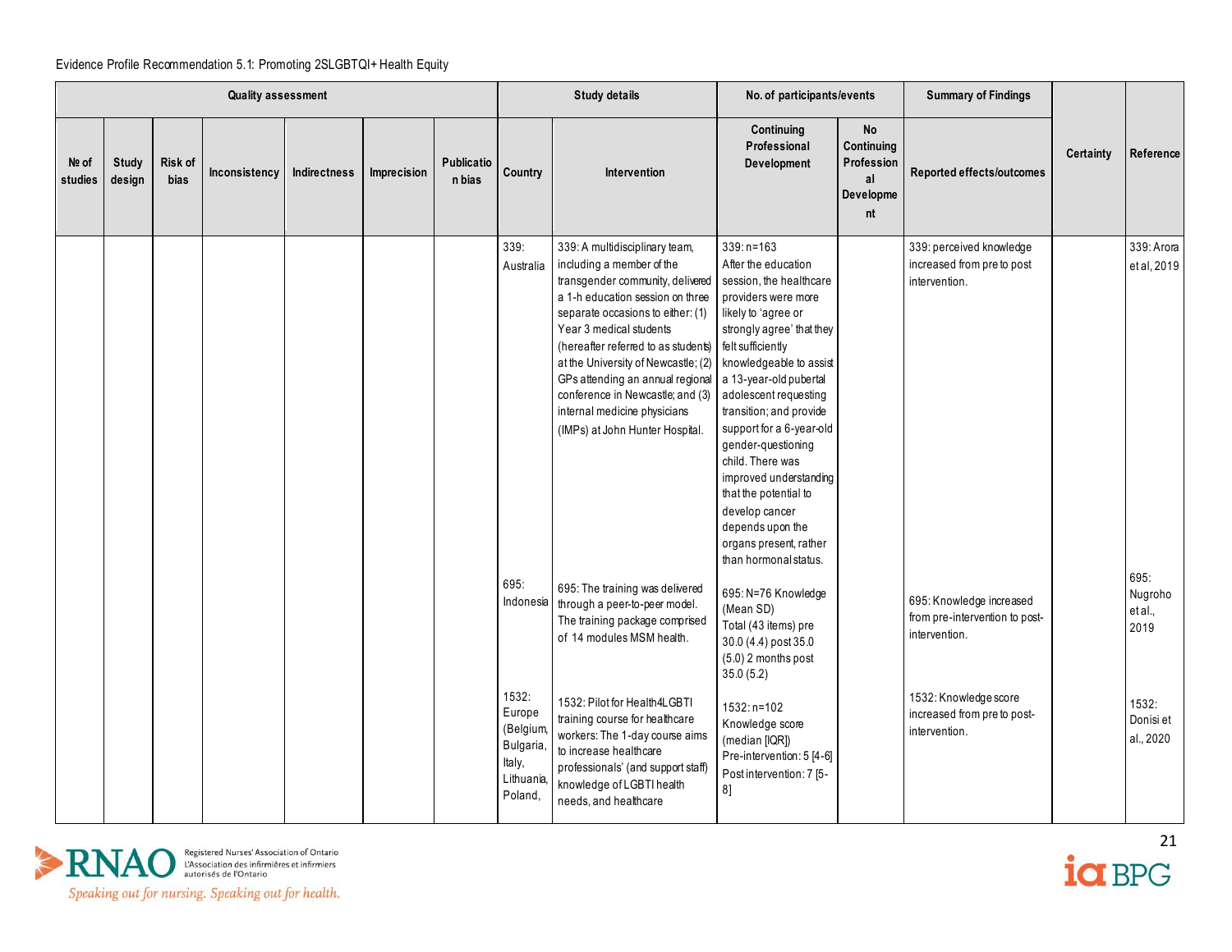Evidence Profile Recommendation 5.1: Promoting 2SLGBTQI+ Health Equity

| Quality assessment | | | | | | | Study details | | No. of participants/events | | Summary of Findings | Certainty | Reference |
|---|---|---|---|---|---|---|---|---|---|---|---|---|---|
| № of studies | Study design | Risk of bias | Inconsistency | Indirectness | Imprecision | Publication bias | Country | Intervention | Continuing Professional Development | No Continuing Professional Development | Reported effects/outcomes | | |
| | | | | | | | 339: Australia | 339: A multidisciplinary team, including a member of the transgender community, delivered a 1-h education session on three separate occasions to either: (1) Year 3 medical students (hereafter referred to as students) at the University of Newcastle; (2) GPs attending an annual regional conference in Newcastle; and (3) internal medicine physicians (IMPs) at John Hunter Hospital. | 339: n=163 After the education session, the healthcare providers were more likely to 'agree or strongly agree' that they felt sufficiently knowledgeable to assist a 13-year-old pubertal adolescent requesting transition; and provide support for a 6-year-old gender-questioning child. There was improved understanding that the potential to develop cancer depends upon the organs present, rather than hormonal status. | | 339: perceived knowledge increased from pre to post intervention. | | 339: Arora et al, 2019 |
| | | | | | | | 695: Indonesia | 695: The training was delivered through a peer-to-peer model. The training package comprised of 14 modules MSM health. | 695: N=76 Knowledge (Mean SD) Total (43 items) pre 30.0 (4.4) post 35.0 (5.0) 2 months post 35.0 (5.2) | | 695: Knowledge increased from pre-intervention to post-intervention. | | 695: Nugroho et al., 2019 |
| | | | | | | | 1532: Europe (Belgium, Bulgaria, Italy, Lithuania, Poland, | 1532: Pilot for Health4LGBTI training course for healthcare workers: The 1-day course aims to increase healthcare professionals' (and support staff) knowledge of LGBTI health needs, and healthcare | 1532: n=102 Knowledge score (median [IQR]) Pre-intervention: 5 [4-6] Post intervention: 7 [5-8] | | 1532: Knowledge score increased from pre to post-intervention. | | 1532: Donisi et al., 2020 |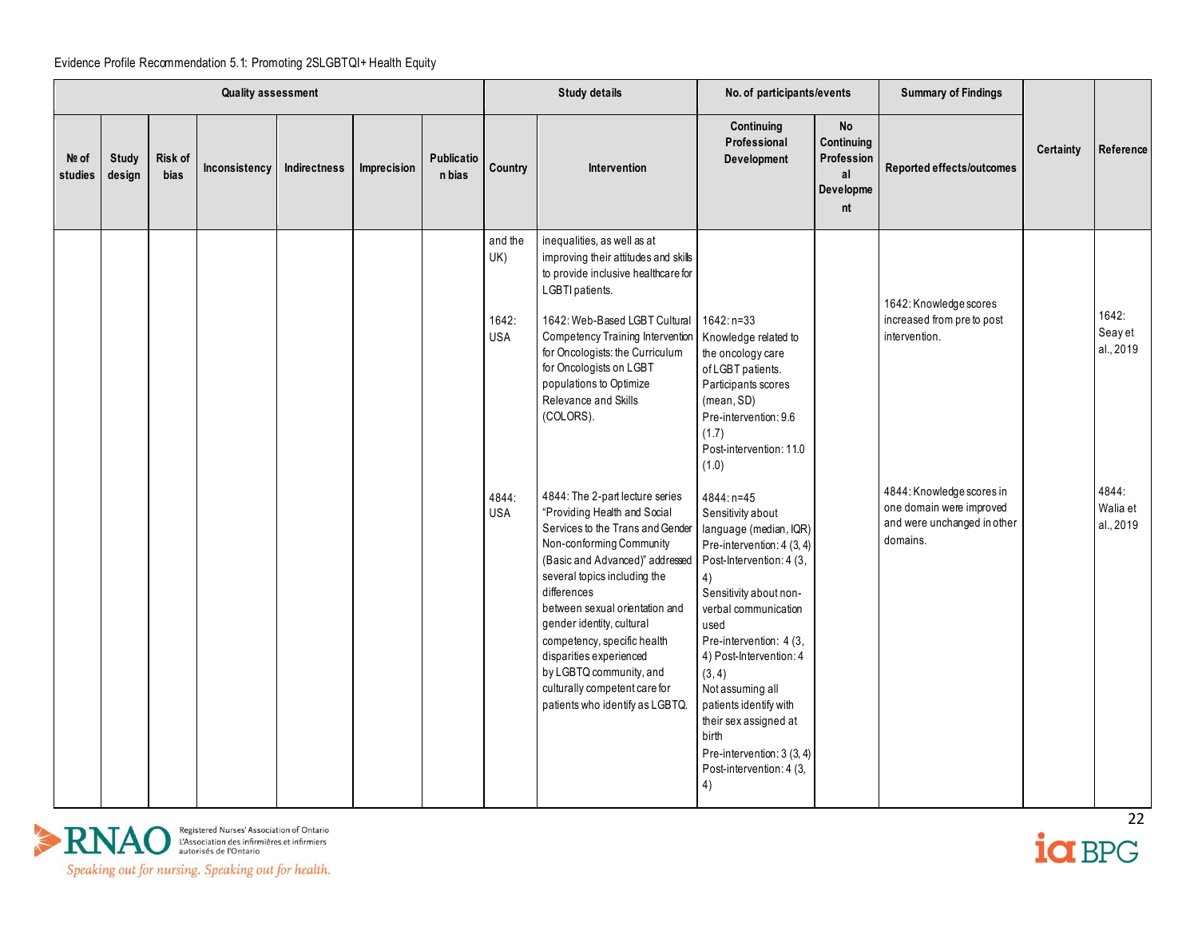Evidence Profile Recommendation 5.1: Promoting 2SLGBTQI+ Health Equity

| Quality assessment | | | | | | | Study details | | No. of participants/events | | Summary of Findings | Certainty | Reference |
|---|---|---|---|---|---|---|---|---|---|---|---|---|---|
| № of studies | Study design | Risk of bias | Inconsistency | Indirectness | Imprecision | Publication bias | Country | Intervention | Continuing Professional Development | No Continuing Professional Development | Reported effects/outcomes | | |
| | | | | | | | and the UK) | inequalities, as well as at improving their attitudes and skills to provide inclusive healthcare for LGBTI patients. | | | | | |
| | | | | | | | 1642: USA | 1642: Web-Based LGBT Cultural Competency Training Intervention for Oncologists: the Curriculum for Oncologists on LGBT populations to Optimize Relevance and Skills (COLORS). | 1642: n=33<br>Knowledge related to the oncology care of LGBT patients. Participants scores (mean, SD)<br>Pre-intervention: 9.6 (1.7)<br>Post-intervention: 11.0 (1.0) | | 1642: Knowledge scores increased from pre to post intervention. | | 1642: Seay et al., 2019 |
| | | | | | | | 4844: USA | 4844: The 2-part lecture series "Providing Health and Social Services to the Trans and Gender Non-conforming Community (Basic and Advanced)" addressed several topics including the differences between sexual orientation and gender identity, cultural competency, specific health disparities experienced by LGBTQ community, and culturally competent care for patients who identify as LGBTQ. | 4844: n=45<br>Sensitivity about language (median, IQR)<br>Pre-intervention: 4 (3, 4)<br>Post-Intervention: 4 (3, 4)<br>Sensitivity about non-verbal communication used<br>Pre-intervention: 4 (3, 4) Post-Intervention: 4 (3, 4)<br>Not assuming all patients identify with their sex assigned at birth<br>Pre-intervention: 3 (3, 4)<br>Post-intervention: 4 (3, 4) | | 4844: Knowledge scores in one domain were improved and were unchanged in other domains. | | 4844: Walia et al., 2019 |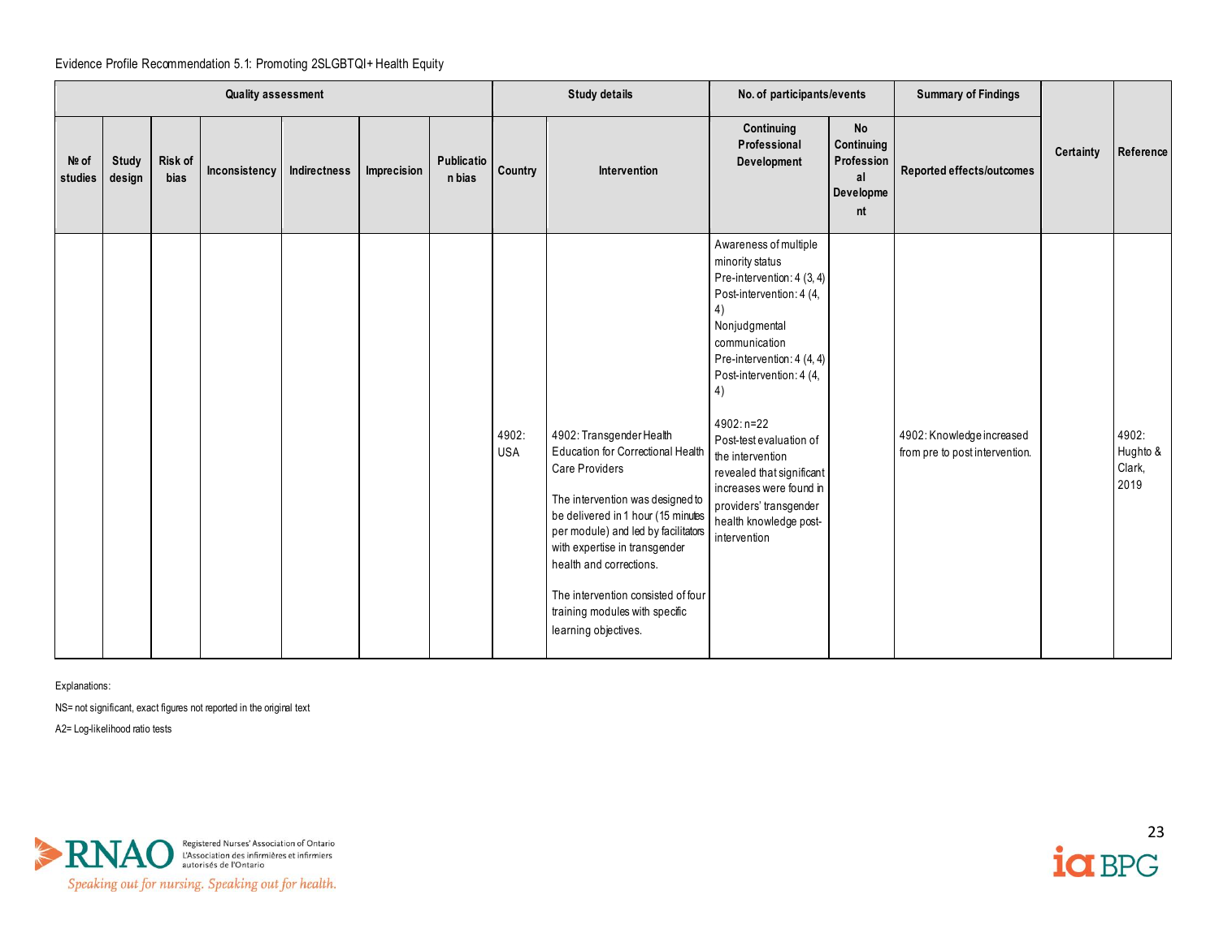Evidence Profile Recommendation 5.1: Promoting 2SLGBTQI+ Health Equity

| Quality assessment | | | | | | | Study details | | No. of participants/events | | Summary of Findings | Certainty | Reference |
|---|---|---|---|---|---|---|---|---|---|---|---|---|---|
| № of studies | Study design | Risk of bias | Inconsistency | Indirectness | Imprecision | Publication bias | Country | Intervention | Continuing Professional Development | No Continuing Professional Development | Reported effects/outcomes | | |
| | | | | | | | 4902: USA | 4902: Transgender Health Education for Correctional Health Care Providers<br><br>The intervention was designed to be delivered in 1 hour (15 minutes per module) and led by facilitators with expertise in transgender health and corrections.<br><br>The intervention consisted of four training modules with specific learning objectives. | Awareness of multiple minority status<br>Pre-intervention: 4 (3, 4)<br>Post-intervention: 4 (4, 4)<br>Nonjudgmental communication<br>Pre-intervention: 4 (4, 4)<br>Post-intervention: 4 (4, 4)<br><br>4902: n=22<br>Post-test evaluation of the intervention revealed that significant increases were found in providers' transgender health knowledge post-intervention | | 4902: Knowledge increased from pre to post intervention. | | 4902: Hughto & Clark, 2019 |

Explanations:

NS= not significant, exact figures not reported in the original text

A2= Log-likelihood ratio tests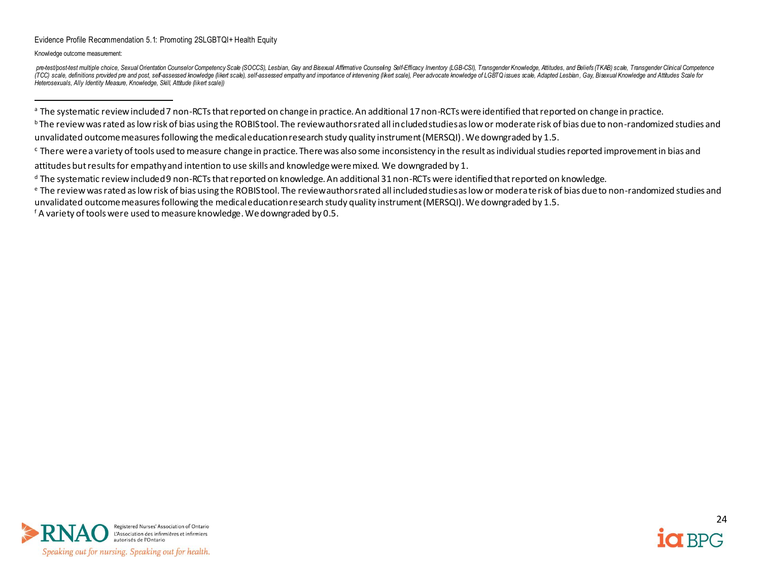Evidence Profile Recommendation 5.1: Promoting 2SLGBTQI+ Health Equity

Knowledge outcome measurement:

*pre-test/post-test multiple choice, Sexual Orientation Counselor Competency Scale (SOCCS), Lesbian, Gay and Bisexual Affirmative Counseling Self-Efficacy Inventory (LGB-CSI), Transgender Knowledge, Attitudes, and Beliefs (TKAB) scale, Transgender Clinical Competence (TCC) scale, definitions provided pre and post, self-assessed knowledge (likert scale), self-assessed empathy and importance of intervening (likert scale), Peer advocate knowledge of LGBTQ issues scale, Adapted Lesbian, Gay, Bisexual Knowledge and Attitudes Scale for Heterosexuals, Ally Identity Measure, Knowledge, Skill, Attitude (likert scale))*

---

[a] The systematic review included 7 non-RCTs that reported on change in practice. An additional 17 non-RCTs were identified that reported on change in practice.

[b] The review was rated as low risk of bias using the ROBIS tool. The review authors rated all included studies as low or moderate risk of bias due to non-randomized studies and unvalidated outcome measures following the medical education research study quality instrument (MERSQI). We downgraded by 1.5.

[c] There were a variety of tools used to measure change in practice. There was also some inconsistency in the result as individual studies reported improvement in bias and attitudes but results for empathy and intention to use skills and knowledge were mixed. We downgraded by 1.

[d] The systematic review included 9 non-RCTs that reported on knowledge. An additional 31 non-RCTs were identified that reported on knowledge.

[e] The review was rated as low risk of bias using the ROBIS tool. The review authors rated all included studies as low or moderate risk of bias due to non-randomized studies and unvalidated outcome measures following the medical education research study quality instrument (MERSQI). We downgraded by 1.5.

[f] A variety of tools were used to measure knowledge. We downgraded by 0.5.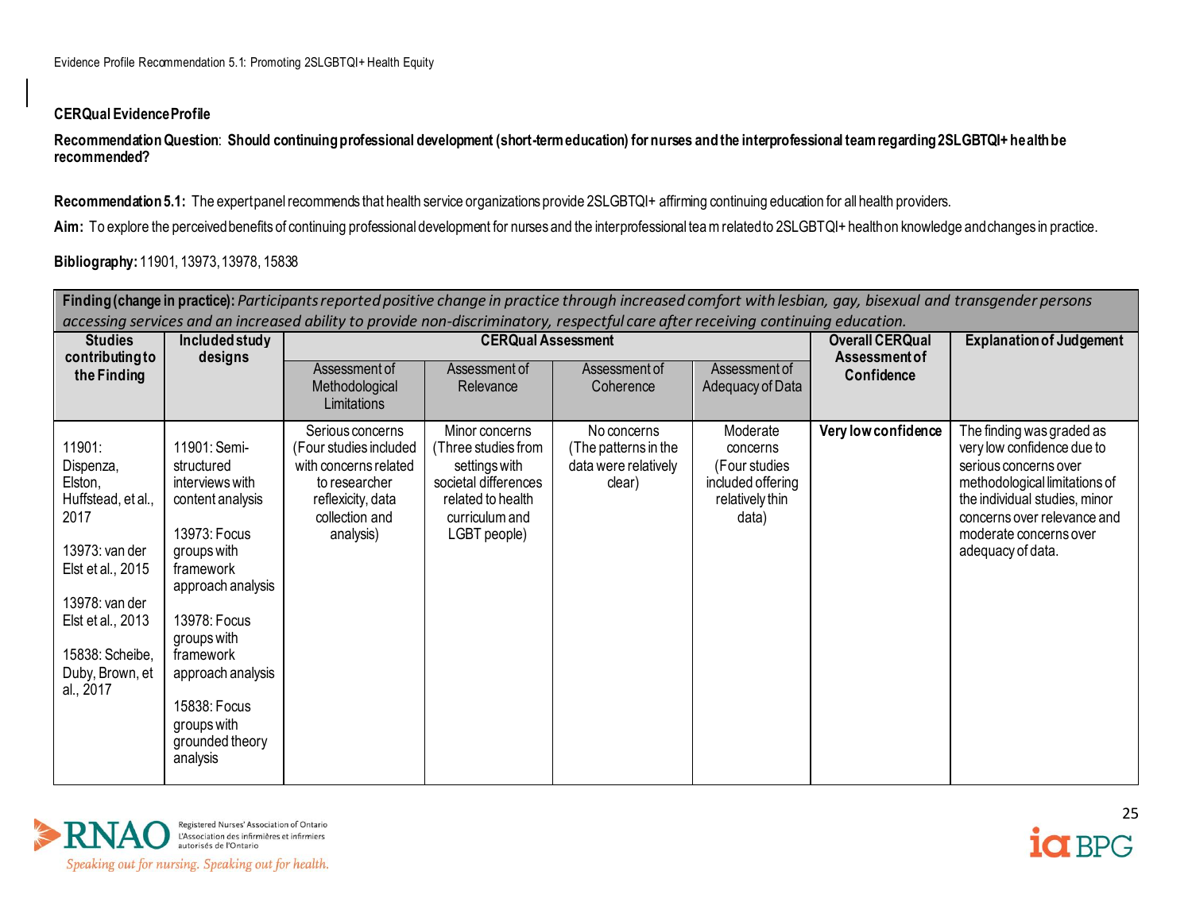**CERQual Evidence Profile**

**Recommendation Question**: **Should continuing professional development (short-term education) for nurses and the interprofessional team regarding 2SLGBTQI+ health be recommended?**

**Recommendation 5.1:** The expert panel recommends that health service organizations provide 2SLGBTQI+ affirming continuing education for all health providers.

**Aim:** To explore the perceived benefits of continuing professional development for nurses and the interprofessional tea m related to 2SLGBTQI+ health on knowledge and changes in practice.

**Bibliography:** 11901, 13973, 13978, 15838

| **Finding (change in practice):** *Participants reported positive change in practice through increased comfort with lesbian, gay, bisexual and transgender persons accessing services and an increased ability to provide non-discriminatory, respectful care after receiving continuing education.* | | | | | | | |
|---|---|---|---|---|---|---|---|
| **Studies contributing to the Finding** | **Included study designs** | **CERQual Assessment** | | | | **Overall CERQual Assessment of Confidence** | **Explanation of Judgement** |
| | | Assessment of Methodological Limitations | Assessment of Relevance | Assessment of Coherence | Assessment of Adequacy of Data | | |
| 11901: Dispenza, Elston, Huffstead, et al., 2017<br><br>13973: van der Elst et al., 2015<br><br>13978: van der Elst et al., 2013<br><br>15838: Scheibe, Duby, Brown, et al., 2017 | 11901: Semi-structured interviews with content analysis<br><br>13973: Focus groups with framework approach analysis<br><br>13978: Focus groups with framework approach analysis<br><br>15838: Focus groups with grounded theory analysis | Serious concerns (Four studies included with concerns related to researcher reflexicity, data collection and analysis) | Minor concerns (Three studies from settings with societal differences related to health curriculum and LGBT people) | No concerns (The patterns in the data were relatively clear) | Moderate concerns (Four studies included offering relatively thin data) | **Very low confidence** | The finding was graded as very low confidence due to serious concerns over methodological limitations of the individual studies, minor concerns over relevance and moderate concerns over adequacy of data. |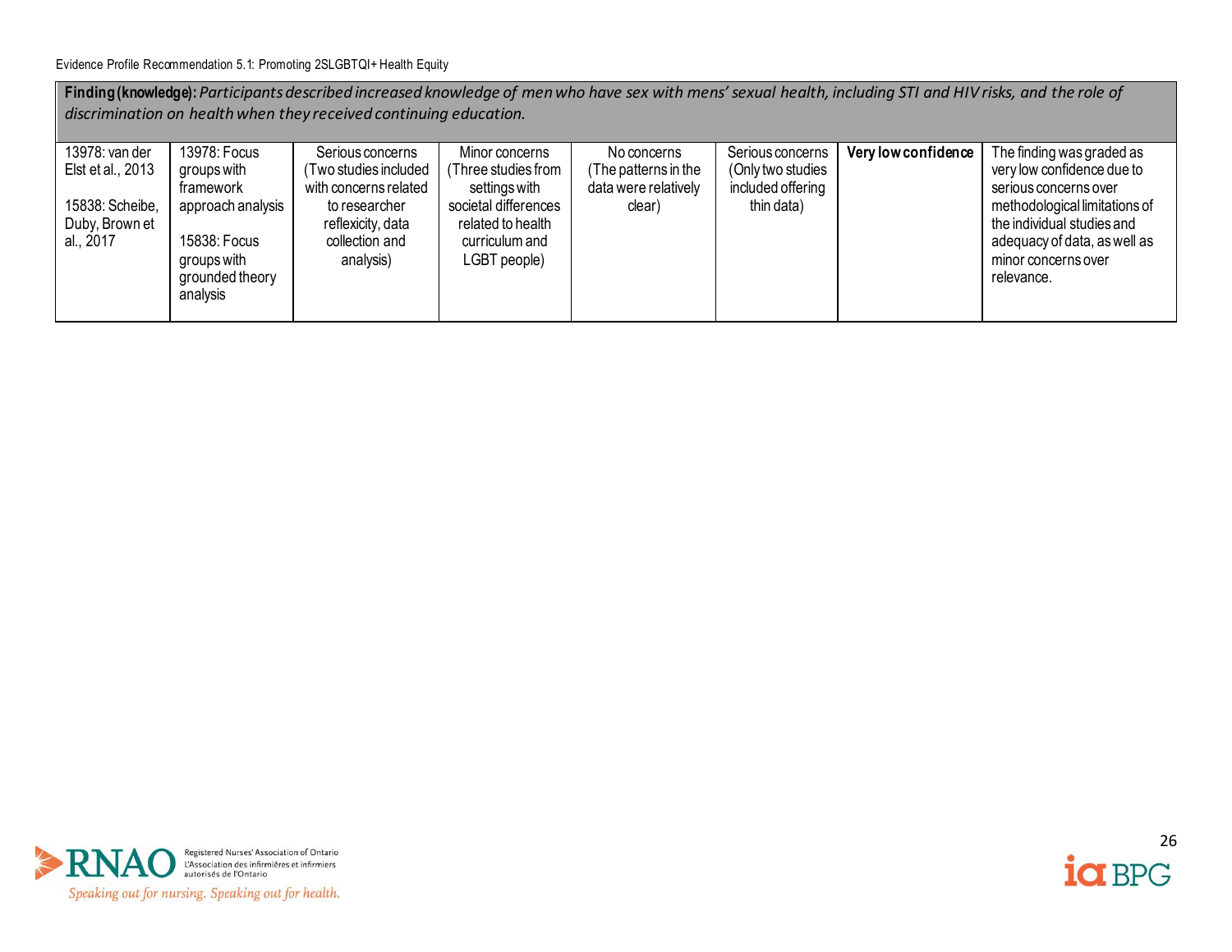| **Finding (knowledge):** *Participants described increased knowledge of men who have sex with mens' sexual health, including STI and HIV risks, and the role of discrimination on health when they received continuing education.* | | | | | | | |
|---|---|---|---|---|---|---|---|
| 13978: van der Elst et al., 2013<br><br>15838: Scheibe, Duby, Brown et al., 2017 | 13978: Focus groups with framework approach analysis<br><br>15838: Focus groups with grounded theory analysis | Serious concerns (Two studies included with concerns related to researcher reflexicity, data collection and analysis) | Minor concerns (Three studies from settings with societal differences related to health curriculum and LGBT people) | No concerns (The patterns in the data were relatively clear) | Serious concerns (Only two studies included offering thin data) | **Very low confidence** | The finding was graded as very low confidence due to serious concerns over methodological limitations of the individual studies and adequacy of data, as well as minor concerns over relevance. |